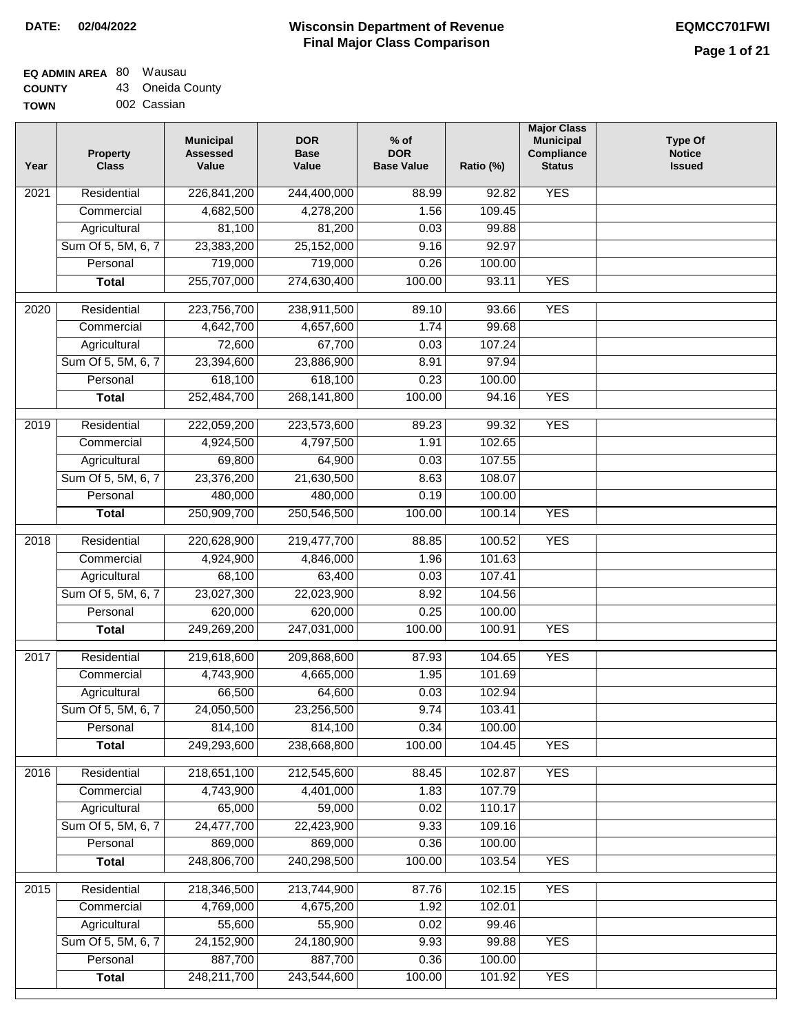**DATE:** 02/04/2022

# Wisconsin Department of Revenue
## Final Major Class Comparison

**EQMCC701FWI**

**EQ ADMIN AREA** 80 Wausau
**COUNTY** 43 Oneida County
**TOWN** 002 Cassian

| Year | Property Class | Municipal Assessed Value | DOR Base Value | % of DOR Base Value | Ratio (%) | Major Class Municipal Compliance Status | Type Of Notice Issued |
|---|---|---|---|---|---|---|---|
| 2021 | Residential | 226,841,200 | 244,400,000 | 88.99 | 92.82 | YES | |
| | Commercial | 4,682,500 | 4,278,200 | 1.56 | 109.45 | | |
| | Agricultural | 81,100 | 81,200 | 0.03 | 99.88 | | |
| | Sum Of 5, 5M, 6, 7 | 23,383,200 | 25,152,000 | 9.16 | 92.97 | | |
| | Personal | 719,000 | 719,000 | 0.26 | 100.00 | | |
| | **Total** | 255,707,000 | 274,630,400 | 100.00 | 93.11 | YES | |
| 2020 | Residential | 223,756,700 | 238,911,500 | 89.10 | 93.66 | YES | |
| | Commercial | 4,642,700 | 4,657,600 | 1.74 | 99.68 | | |
| | Agricultural | 72,600 | 67,700 | 0.03 | 107.24 | | |
| | Sum Of 5, 5M, 6, 7 | 23,394,600 | 23,886,900 | 8.91 | 97.94 | | |
| | Personal | 618,100 | 618,100 | 0.23 | 100.00 | | |
| | **Total** | 252,484,700 | 268,141,800 | 100.00 | 94.16 | YES | |
| 2019 | Residential | 222,059,200 | 223,573,600 | 89.23 | 99.32 | YES | |
| | Commercial | 4,924,500 | 4,797,500 | 1.91 | 102.65 | | |
| | Agricultural | 69,800 | 64,900 | 0.03 | 107.55 | | |
| | Sum Of 5, 5M, 6, 7 | 23,376,200 | 21,630,500 | 8.63 | 108.07 | | |
| | Personal | 480,000 | 480,000 | 0.19 | 100.00 | | |
| | **Total** | 250,909,700 | 250,546,500 | 100.00 | 100.14 | YES | |
| 2018 | Residential | 220,628,900 | 219,477,700 | 88.85 | 100.52 | YES | |
| | Commercial | 4,924,900 | 4,846,000 | 1.96 | 101.63 | | |
| | Agricultural | 68,100 | 63,400 | 0.03 | 107.41 | | |
| | Sum Of 5, 5M, 6, 7 | 23,027,300 | 22,023,900 | 8.92 | 104.56 | | |
| | Personal | 620,000 | 620,000 | 0.25 | 100.00 | | |
| | **Total** | 249,269,200 | 247,031,000 | 100.00 | 100.91 | YES | |
| 2017 | Residential | 219,618,600 | 209,868,600 | 87.93 | 104.65 | YES | |
| | Commercial | 4,743,900 | 4,665,000 | 1.95 | 101.69 | | |
| | Agricultural | 66,500 | 64,600 | 0.03 | 102.94 | | |
| | Sum Of 5, 5M, 6, 7 | 24,050,500 | 23,256,500 | 9.74 | 103.41 | | |
| | Personal | 814,100 | 814,100 | 0.34 | 100.00 | | |
| | **Total** | 249,293,600 | 238,668,800 | 100.00 | 104.45 | YES | |
| 2016 | Residential | 218,651,100 | 212,545,600 | 88.45 | 102.87 | YES | |
| | Commercial | 4,743,900 | 4,401,000 | 1.83 | 107.79 | | |
| | Agricultural | 65,000 | 59,000 | 0.02 | 110.17 | | |
| | Sum Of 5, 5M, 6, 7 | 24,477,700 | 22,423,900 | 9.33 | 109.16 | | |
| | Personal | 869,000 | 869,000 | 0.36 | 100.00 | | |
| | **Total** | 248,806,700 | 240,298,500 | 100.00 | 103.54 | YES | |
| 2015 | Residential | 218,346,500 | 213,744,900 | 87.76 | 102.15 | YES | |
| | Commercial | 4,769,000 | 4,675,200 | 1.92 | 102.01 | | |
| | Agricultural | 55,600 | 55,900 | 0.02 | 99.46 | | |
| | Sum Of 5, 5M, 6, 7 | 24,152,900 | 24,180,900 | 9.93 | 99.88 | YES | |
| | Personal | 887,700 | 887,700 | 0.36 | 100.00 | | |
| | **Total** | 248,211,700 | 243,544,600 | 100.00 | 101.92 | YES | |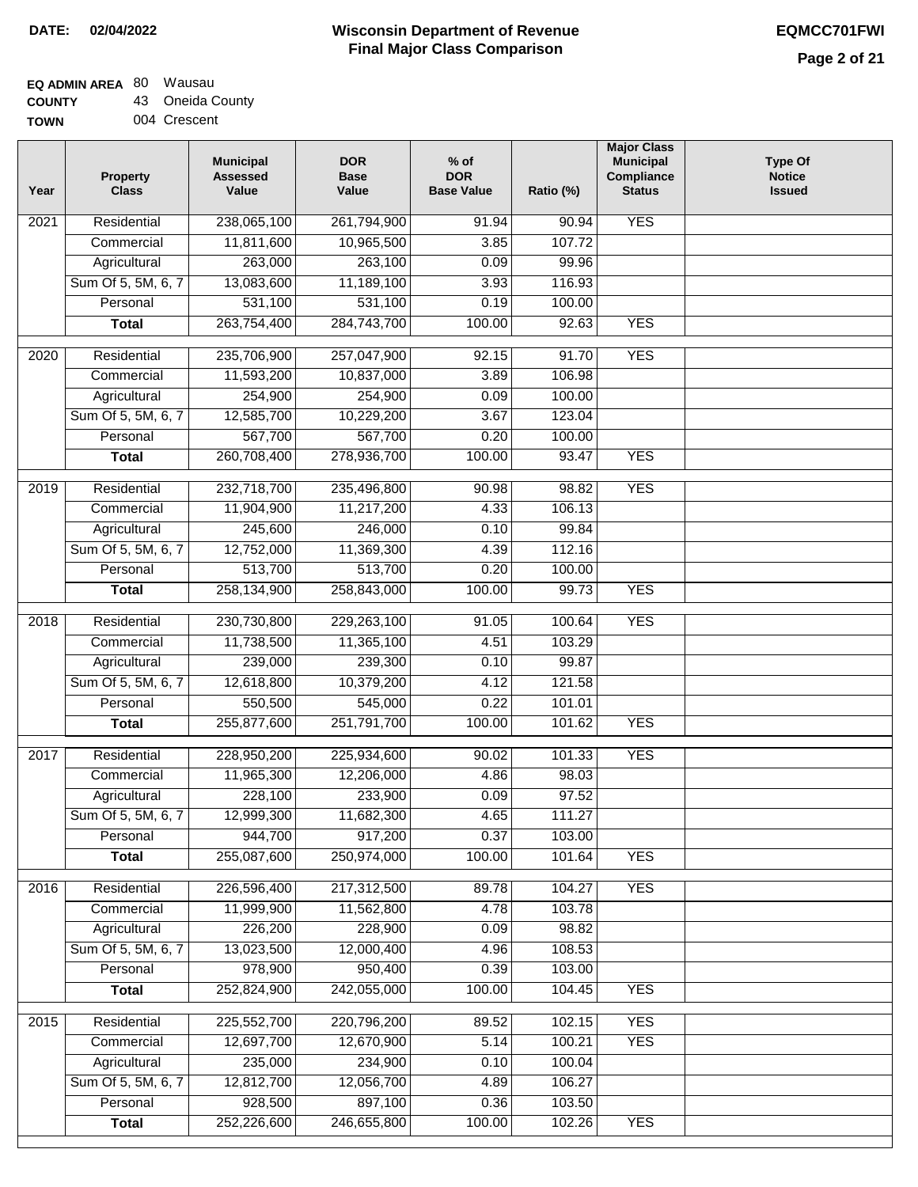**DATE: 02/04/2022**

# Wisconsin Department of Revenue
## Final Major Class Comparison

**EQMCC701FWI**

**EQ ADMIN AREA** 80 Wausau
**COUNTY** 43 Oneida County
**TOWN** 004 Crescent

| Year | Property Class | Municipal Assessed Value | DOR Base Value | % of DOR Base Value | Ratio (%) | Major Class Municipal Compliance Status | Type Of Notice Issued |
|---|---|---|---|---|---|---|---|
| 2021 | Residential | 238,065,100 | 261,794,900 | 91.94 | 90.94 | YES | |
| | Commercial | 11,811,600 | 10,965,500 | 3.85 | 107.72 | | |
| | Agricultural | 263,000 | 263,100 | 0.09 | 99.96 | | |
| | Sum Of 5, 5M, 6, 7 | 13,083,600 | 11,189,100 | 3.93 | 116.93 | | |
| | Personal | 531,100 | 531,100 | 0.19 | 100.00 | | |
| | **Total** | 263,754,400 | 284,743,700 | 100.00 | 92.63 | YES | |
| 2020 | Residential | 235,706,900 | 257,047,900 | 92.15 | 91.70 | YES | |
| | Commercial | 11,593,200 | 10,837,000 | 3.89 | 106.98 | | |
| | Agricultural | 254,900 | 254,900 | 0.09 | 100.00 | | |
| | Sum Of 5, 5M, 6, 7 | 12,585,700 | 10,229,200 | 3.67 | 123.04 | | |
| | Personal | 567,700 | 567,700 | 0.20 | 100.00 | | |
| | **Total** | 260,708,400 | 278,936,700 | 100.00 | 93.47 | YES | |
| 2019 | Residential | 232,718,700 | 235,496,800 | 90.98 | 98.82 | YES | |
| | Commercial | 11,904,900 | 11,217,200 | 4.33 | 106.13 | | |
| | Agricultural | 245,600 | 246,000 | 0.10 | 99.84 | | |
| | Sum Of 5, 5M, 6, 7 | 12,752,000 | 11,369,300 | 4.39 | 112.16 | | |
| | Personal | 513,700 | 513,700 | 0.20 | 100.00 | | |
| | **Total** | 258,134,900 | 258,843,000 | 100.00 | 99.73 | YES | |
| 2018 | Residential | 230,730,800 | 229,263,100 | 91.05 | 100.64 | YES | |
| | Commercial | 11,738,500 | 11,365,100 | 4.51 | 103.29 | | |
| | Agricultural | 239,000 | 239,300 | 0.10 | 99.87 | | |
| | Sum Of 5, 5M, 6, 7 | 12,618,800 | 10,379,200 | 4.12 | 121.58 | | |
| | Personal | 550,500 | 545,000 | 0.22 | 101.01 | | |
| | **Total** | 255,877,600 | 251,791,700 | 100.00 | 101.62 | YES | |
| 2017 | Residential | 228,950,200 | 225,934,600 | 90.02 | 101.33 | YES | |
| | Commercial | 11,965,300 | 12,206,000 | 4.86 | 98.03 | | |
| | Agricultural | 228,100 | 233,900 | 0.09 | 97.52 | | |
| | Sum Of 5, 5M, 6, 7 | 12,999,300 | 11,682,300 | 4.65 | 111.27 | | |
| | Personal | 944,700 | 917,200 | 0.37 | 103.00 | | |
| | **Total** | 255,087,600 | 250,974,000 | 100.00 | 101.64 | YES | |
| 2016 | Residential | 226,596,400 | 217,312,500 | 89.78 | 104.27 | YES | |
| | Commercial | 11,999,900 | 11,562,800 | 4.78 | 103.78 | | |
| | Agricultural | 226,200 | 228,900 | 0.09 | 98.82 | | |
| | Sum Of 5, 5M, 6, 7 | 13,023,500 | 12,000,400 | 4.96 | 108.53 | | |
| | Personal | 978,900 | 950,400 | 0.39 | 103.00 | | |
| | **Total** | 252,824,900 | 242,055,000 | 100.00 | 104.45 | YES | |
| 2015 | Residential | 225,552,700 | 220,796,200 | 89.52 | 102.15 | YES | |
| | Commercial | 12,697,700 | 12,670,900 | 5.14 | 100.21 | YES | |
| | Agricultural | 235,000 | 234,900 | 0.10 | 100.04 | | |
| | Sum Of 5, 5M, 6, 7 | 12,812,700 | 12,056,700 | 4.89 | 106.27 | | |
| | Personal | 928,500 | 897,100 | 0.36 | 103.50 | | |
| | **Total** | 252,226,600 | 246,655,800 | 100.00 | 102.26 | YES | |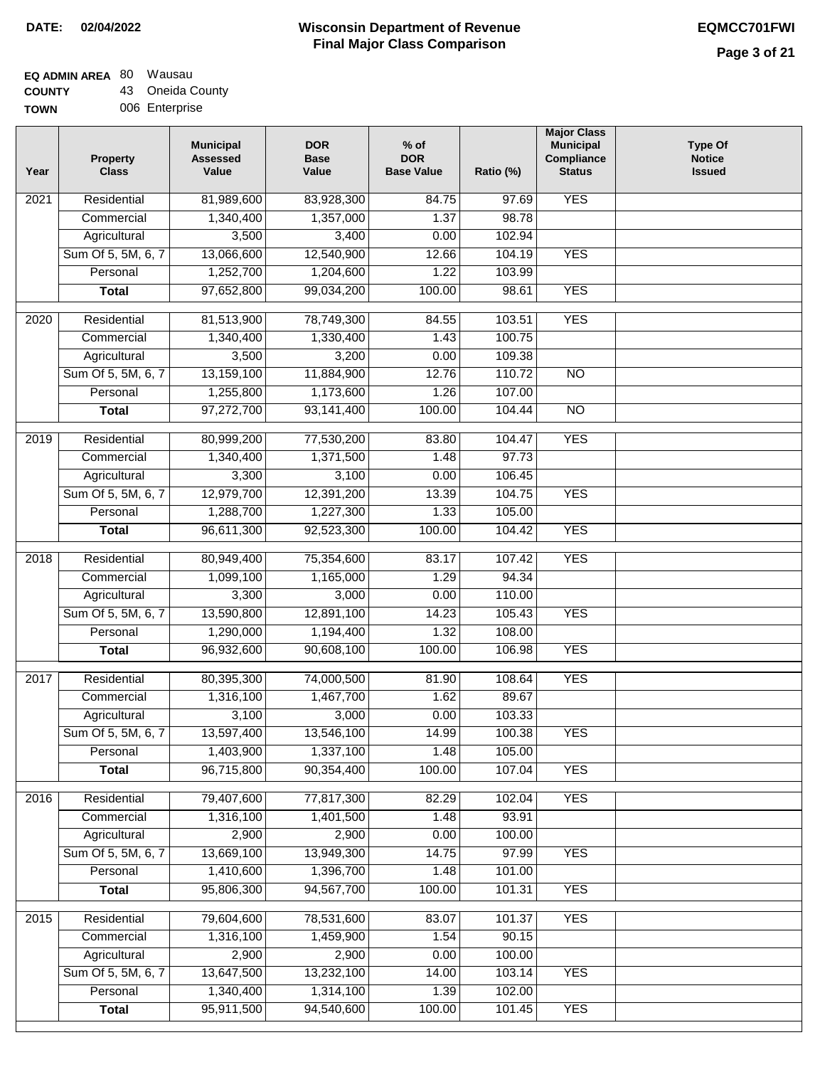**DATE: 02/04/2022**

# Wisconsin Department of Revenue
## Final Major Class Comparison

**EQMCC701FWI**

**EQ ADMIN AREA** 80 Wausau
**COUNTY** 43 Oneida County
**TOWN** 006 Enterprise

| Year | Property Class | Municipal Assessed Value | DOR Base Value | % of DOR Base Value | Ratio (%) | Major Class Municipal Compliance Status | Type Of Notice Issued |
|---|---|---|---|---|---|---|---|
| 2021 | Residential | 81,989,600 | 83,928,300 | 84.75 | 97.69 | YES | |
| | Commercial | 1,340,400 | 1,357,000 | 1.37 | 98.78 | | |
| | Agricultural | 3,500 | 3,400 | 0.00 | 102.94 | | |
| | Sum Of 5, 5M, 6, 7 | 13,066,600 | 12,540,900 | 12.66 | 104.19 | YES | |
| | Personal | 1,252,700 | 1,204,600 | 1.22 | 103.99 | | |
| | **Total** | 97,652,800 | 99,034,200 | 100.00 | 98.61 | YES | |
| 2020 | Residential | 81,513,900 | 78,749,300 | 84.55 | 103.51 | YES | |
| | Commercial | 1,340,400 | 1,330,400 | 1.43 | 100.75 | | |
| | Agricultural | 3,500 | 3,200 | 0.00 | 109.38 | | |
| | Sum Of 5, 5M, 6, 7 | 13,159,100 | 11,884,900 | 12.76 | 110.72 | NO | |
| | Personal | 1,255,800 | 1,173,600 | 1.26 | 107.00 | | |
| | **Total** | 97,272,700 | 93,141,400 | 100.00 | 104.44 | NO | |
| 2019 | Residential | 80,999,200 | 77,530,200 | 83.80 | 104.47 | YES | |
| | Commercial | 1,340,400 | 1,371,500 | 1.48 | 97.73 | | |
| | Agricultural | 3,300 | 3,100 | 0.00 | 106.45 | | |
| | Sum Of 5, 5M, 6, 7 | 12,979,700 | 12,391,200 | 13.39 | 104.75 | YES | |
| | Personal | 1,288,700 | 1,227,300 | 1.33 | 105.00 | | |
| | **Total** | 96,611,300 | 92,523,300 | 100.00 | 104.42 | YES | |
| 2018 | Residential | 80,949,400 | 75,354,600 | 83.17 | 107.42 | YES | |
| | Commercial | 1,099,100 | 1,165,000 | 1.29 | 94.34 | | |
| | Agricultural | 3,300 | 3,000 | 0.00 | 110.00 | | |
| | Sum Of 5, 5M, 6, 7 | 13,590,800 | 12,891,100 | 14.23 | 105.43 | YES | |
| | Personal | 1,290,000 | 1,194,400 | 1.32 | 108.00 | | |
| | **Total** | 96,932,600 | 90,608,100 | 100.00 | 106.98 | YES | |
| 2017 | Residential | 80,395,300 | 74,000,500 | 81.90 | 108.64 | YES | |
| | Commercial | 1,316,100 | 1,467,700 | 1.62 | 89.67 | | |
| | Agricultural | 3,100 | 3,000 | 0.00 | 103.33 | | |
| | Sum Of 5, 5M, 6, 7 | 13,597,400 | 13,546,100 | 14.99 | 100.38 | YES | |
| | Personal | 1,403,900 | 1,337,100 | 1.48 | 105.00 | | |
| | **Total** | 96,715,800 | 90,354,400 | 100.00 | 107.04 | YES | |
| 2016 | Residential | 79,407,600 | 77,817,300 | 82.29 | 102.04 | YES | |
| | Commercial | 1,316,100 | 1,401,500 | 1.48 | 93.91 | | |
| | Agricultural | 2,900 | 2,900 | 0.00 | 100.00 | | |
| | Sum Of 5, 5M, 6, 7 | 13,669,100 | 13,949,300 | 14.75 | 97.99 | YES | |
| | Personal | 1,410,600 | 1,396,700 | 1.48 | 101.00 | | |
| | **Total** | 95,806,300 | 94,567,700 | 100.00 | 101.31 | YES | |
| 2015 | Residential | 79,604,600 | 78,531,600 | 83.07 | 101.37 | YES | |
| | Commercial | 1,316,100 | 1,459,900 | 1.54 | 90.15 | | |
| | Agricultural | 2,900 | 2,900 | 0.00 | 100.00 | | |
| | Sum Of 5, 5M, 6, 7 | 13,647,500 | 13,232,100 | 14.00 | 103.14 | YES | |
| | Personal | 1,340,400 | 1,314,100 | 1.39 | 102.00 | | |
| | **Total** | 95,911,500 | 94,540,600 | 100.00 | 101.45 | YES | |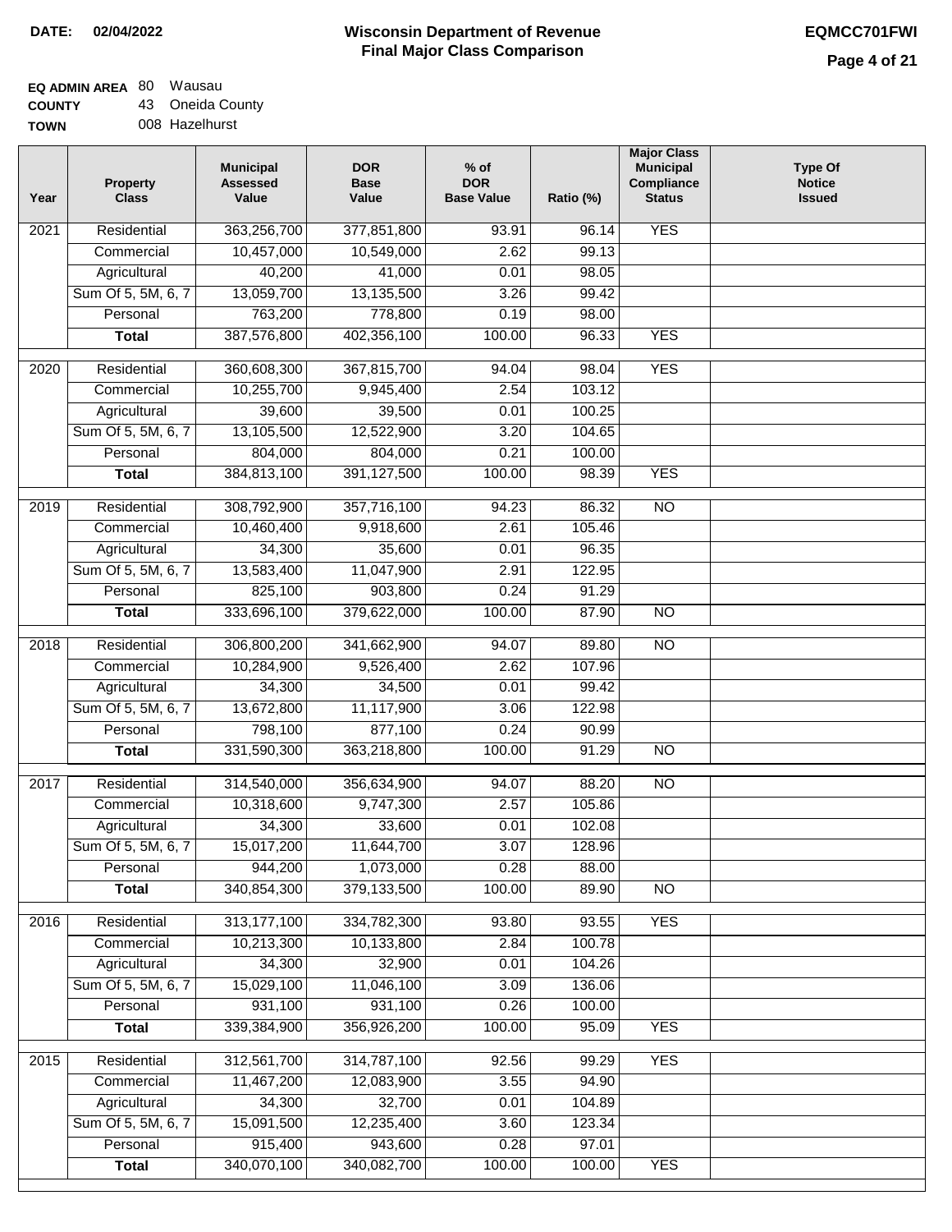**DATE: 02/04/2022**

# Wisconsin Department of Revenue
## Final Major Class Comparison

**EQMCC701FWI**

**EQ ADMIN AREA** 80 Wausau
**COUNTY** 43 Oneida County
**TOWN** 008 Hazelhurst

| Year | Property Class | Municipal Assessed Value | DOR Base Value | % of DOR Base Value | Ratio (%) | Major Class Municipal Compliance Status | Type Of Notice Issued |
|---|---|---|---|---|---|---|---|
| 2021 | Residential | 363,256,700 | 377,851,800 | 93.91 | 96.14 | YES | |
| | Commercial | 10,457,000 | 10,549,000 | 2.62 | 99.13 | | |
| | Agricultural | 40,200 | 41,000 | 0.01 | 98.05 | | |
| | Sum Of 5, 5M, 6, 7 | 13,059,700 | 13,135,500 | 3.26 | 99.42 | | |
| | Personal | 763,200 | 778,800 | 0.19 | 98.00 | | |
| | **Total** | 387,576,800 | 402,356,100 | 100.00 | 96.33 | YES | |
| 2020 | Residential | 360,608,300 | 367,815,700 | 94.04 | 98.04 | YES | |
| | Commercial | 10,255,700 | 9,945,400 | 2.54 | 103.12 | | |
| | Agricultural | 39,600 | 39,500 | 0.01 | 100.25 | | |
| | Sum Of 5, 5M, 6, 7 | 13,105,500 | 12,522,900 | 3.20 | 104.65 | | |
| | Personal | 804,000 | 804,000 | 0.21 | 100.00 | | |
| | **Total** | 384,813,100 | 391,127,500 | 100.00 | 98.39 | YES | |
| 2019 | Residential | 308,792,900 | 357,716,100 | 94.23 | 86.32 | NO | |
| | Commercial | 10,460,400 | 9,918,600 | 2.61 | 105.46 | | |
| | Agricultural | 34,300 | 35,600 | 0.01 | 96.35 | | |
| | Sum Of 5, 5M, 6, 7 | 13,583,400 | 11,047,900 | 2.91 | 122.95 | | |
| | Personal | 825,100 | 903,800 | 0.24 | 91.29 | | |
| | **Total** | 333,696,100 | 379,622,000 | 100.00 | 87.90 | NO | |
| 2018 | Residential | 306,800,200 | 341,662,900 | 94.07 | 89.80 | NO | |
| | Commercial | 10,284,900 | 9,526,400 | 2.62 | 107.96 | | |
| | Agricultural | 34,300 | 34,500 | 0.01 | 99.42 | | |
| | Sum Of 5, 5M, 6, 7 | 13,672,800 | 11,117,900 | 3.06 | 122.98 | | |
| | Personal | 798,100 | 877,100 | 0.24 | 90.99 | | |
| | **Total** | 331,590,300 | 363,218,800 | 100.00 | 91.29 | NO | |
| 2017 | Residential | 314,540,000 | 356,634,900 | 94.07 | 88.20 | NO | |
| | Commercial | 10,318,600 | 9,747,300 | 2.57 | 105.86 | | |
| | Agricultural | 34,300 | 33,600 | 0.01 | 102.08 | | |
| | Sum Of 5, 5M, 6, 7 | 15,017,200 | 11,644,700 | 3.07 | 128.96 | | |
| | Personal | 944,200 | 1,073,000 | 0.28 | 88.00 | | |
| | **Total** | 340,854,300 | 379,133,500 | 100.00 | 89.90 | NO | |
| 2016 | Residential | 313,177,100 | 334,782,300 | 93.80 | 93.55 | YES | |
| | Commercial | 10,213,300 | 10,133,800 | 2.84 | 100.78 | | |
| | Agricultural | 34,300 | 32,900 | 0.01 | 104.26 | | |
| | Sum Of 5, 5M, 6, 7 | 15,029,100 | 11,046,100 | 3.09 | 136.06 | | |
| | Personal | 931,100 | 931,100 | 0.26 | 100.00 | | |
| | **Total** | 339,384,900 | 356,926,200 | 100.00 | 95.09 | YES | |
| 2015 | Residential | 312,561,700 | 314,787,100 | 92.56 | 99.29 | YES | |
| | Commercial | 11,467,200 | 12,083,900 | 3.55 | 94.90 | | |
| | Agricultural | 34,300 | 32,700 | 0.01 | 104.89 | | |
| | Sum Of 5, 5M, 6, 7 | 15,091,500 | 12,235,400 | 3.60 | 123.34 | | |
| | Personal | 915,400 | 943,600 | 0.28 | 97.01 | | |
| | **Total** | 340,070,100 | 340,082,700 | 100.00 | 100.00 | YES | |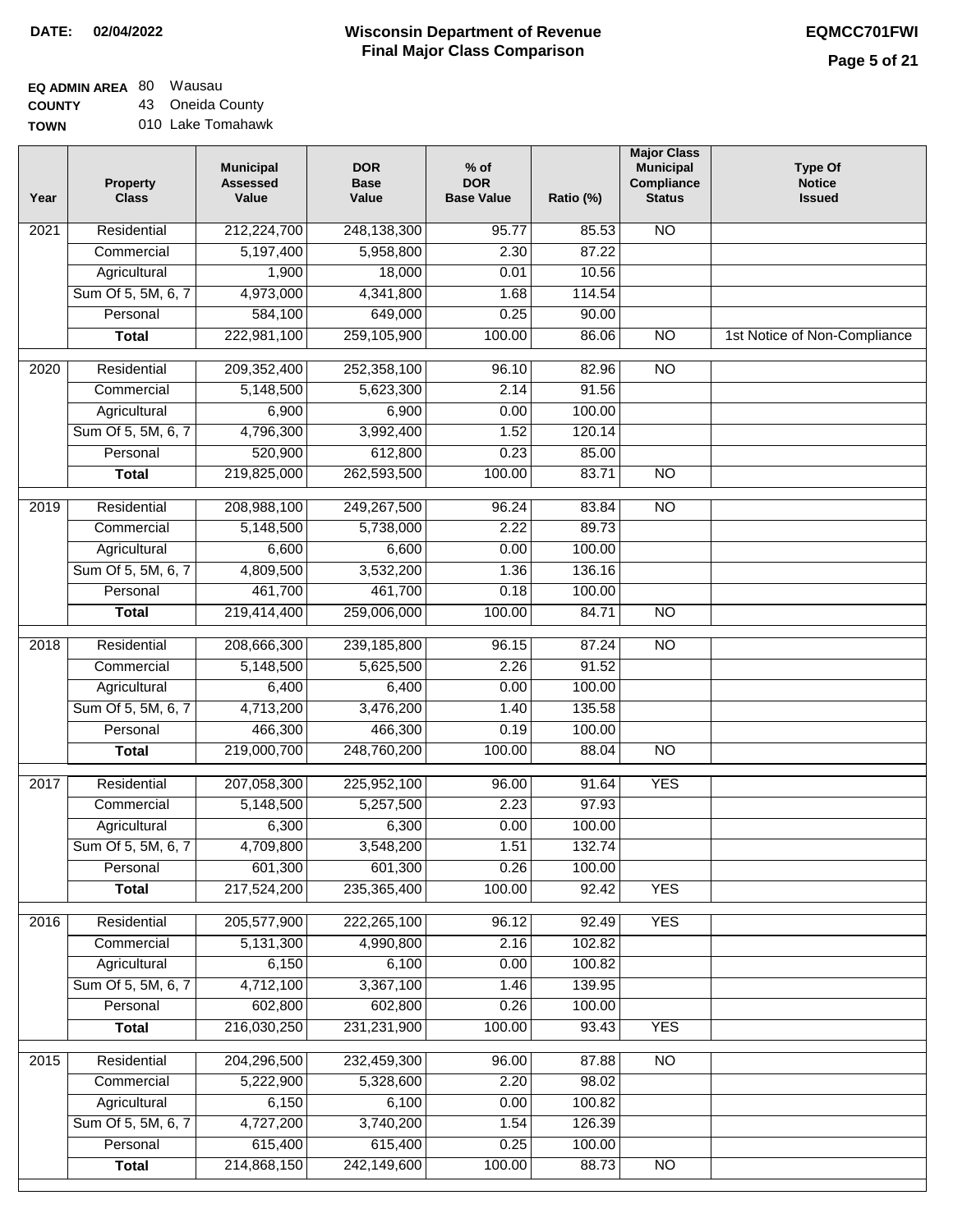**DATE:** 02/04/2022

# Wisconsin Department of Revenue
## Final Major Class Comparison

**EQMCC701FWI**

**EQ ADMIN AREA** 80 Wausau
**COUNTY** 43 Oneida County
**TOWN** 010 Lake Tomahawk

| Year | Property Class | Municipal Assessed Value | DOR Base Value | % of DOR Base Value | Ratio (%) | Major Class Municipal Compliance Status | Type Of Notice Issued |
|---|---|---|---|---|---|---|---|
| 2021 | Residential | 212,224,700 | 248,138,300 | 95.77 | 85.53 | NO | |
| | Commercial | 5,197,400 | 5,958,800 | 2.30 | 87.22 | | |
| | Agricultural | 1,900 | 18,000 | 0.01 | 10.56 | | |
| | Sum Of 5, 5M, 6, 7 | 4,973,000 | 4,341,800 | 1.68 | 114.54 | | |
| | Personal | 584,100 | 649,000 | 0.25 | 90.00 | | |
| | **Total** | 222,981,100 | 259,105,900 | 100.00 | 86.06 | NO | 1st Notice of Non-Compliance |
| 2020 | Residential | 209,352,400 | 252,358,100 | 96.10 | 82.96 | NO | |
| | Commercial | 5,148,500 | 5,623,300 | 2.14 | 91.56 | | |
| | Agricultural | 6,900 | 6,900 | 0.00 | 100.00 | | |
| | Sum Of 5, 5M, 6, 7 | 4,796,300 | 3,992,400 | 1.52 | 120.14 | | |
| | Personal | 520,900 | 612,800 | 0.23 | 85.00 | | |
| | **Total** | 219,825,000 | 262,593,500 | 100.00 | 83.71 | NO | |
| 2019 | Residential | 208,988,100 | 249,267,500 | 96.24 | 83.84 | NO | |
| | Commercial | 5,148,500 | 5,738,000 | 2.22 | 89.73 | | |
| | Agricultural | 6,600 | 6,600 | 0.00 | 100.00 | | |
| | Sum Of 5, 5M, 6, 7 | 4,809,500 | 3,532,200 | 1.36 | 136.16 | | |
| | Personal | 461,700 | 461,700 | 0.18 | 100.00 | | |
| | **Total** | 219,414,400 | 259,006,000 | 100.00 | 84.71 | NO | |
| 2018 | Residential | 208,666,300 | 239,185,800 | 96.15 | 87.24 | NO | |
| | Commercial | 5,148,500 | 5,625,500 | 2.26 | 91.52 | | |
| | Agricultural | 6,400 | 6,400 | 0.00 | 100.00 | | |
| | Sum Of 5, 5M, 6, 7 | 4,713,200 | 3,476,200 | 1.40 | 135.58 | | |
| | Personal | 466,300 | 466,300 | 0.19 | 100.00 | | |
| | **Total** | 219,000,700 | 248,760,200 | 100.00 | 88.04 | NO | |
| 2017 | Residential | 207,058,300 | 225,952,100 | 96.00 | 91.64 | YES | |
| | Commercial | 5,148,500 | 5,257,500 | 2.23 | 97.93 | | |
| | Agricultural | 6,300 | 6,300 | 0.00 | 100.00 | | |
| | Sum Of 5, 5M, 6, 7 | 4,709,800 | 3,548,200 | 1.51 | 132.74 | | |
| | Personal | 601,300 | 601,300 | 0.26 | 100.00 | | |
| | **Total** | 217,524,200 | 235,365,400 | 100.00 | 92.42 | YES | |
| 2016 | Residential | 205,577,900 | 222,265,100 | 96.12 | 92.49 | YES | |
| | Commercial | 5,131,300 | 4,990,800 | 2.16 | 102.82 | | |
| | Agricultural | 6,150 | 6,100 | 0.00 | 100.82 | | |
| | Sum Of 5, 5M, 6, 7 | 4,712,100 | 3,367,100 | 1.46 | 139.95 | | |
| | Personal | 602,800 | 602,800 | 0.26 | 100.00 | | |
| | **Total** | 216,030,250 | 231,231,900 | 100.00 | 93.43 | YES | |
| 2015 | Residential | 204,296,500 | 232,459,300 | 96.00 | 87.88 | NO | |
| | Commercial | 5,222,900 | 5,328,600 | 2.20 | 98.02 | | |
| | Agricultural | 6,150 | 6,100 | 0.00 | 100.82 | | |
| | Sum Of 5, 5M, 6, 7 | 4,727,200 | 3,740,200 | 1.54 | 126.39 | | |
| | Personal | 615,400 | 615,400 | 0.25 | 100.00 | | |
| | **Total** | 214,868,150 | 242,149,600 | 100.00 | 88.73 | NO | |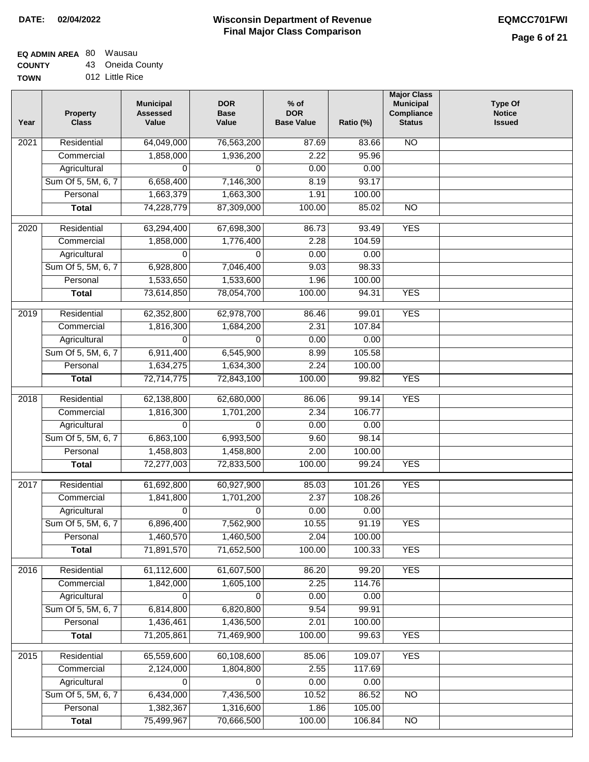**DATE: 02/04/2022**

# Wisconsin Department of Revenue
## Final Major Class Comparison

**EQMCC701FWI**

**EQ ADMIN AREA** 80 Wausau
**COUNTY** 43 Oneida County
**TOWN** 012 Little Rice

| Year | Property Class | Municipal Assessed Value | DOR Base Value | % of DOR Base Value | Ratio (%) | Major Class Municipal Compliance Status | Type Of Notice Issued |
|---|---|---|---|---|---|---|---|
| 2021 | Residential | 64,049,000 | 76,563,200 | 87.69 | 83.66 | NO | |
| | Commercial | 1,858,000 | 1,936,200 | 2.22 | 95.96 | | |
| | Agricultural | 0 | 0 | 0.00 | 0.00 | | |
| | Sum Of 5, 5M, 6, 7 | 6,658,400 | 7,146,300 | 8.19 | 93.17 | | |
| | Personal | 1,663,379 | 1,663,300 | 1.91 | 100.00 | | |
| | **Total** | 74,228,779 | 87,309,000 | 100.00 | 85.02 | NO | |
| 2020 | Residential | 63,294,400 | 67,698,300 | 86.73 | 93.49 | YES | |
| | Commercial | 1,858,000 | 1,776,400 | 2.28 | 104.59 | | |
| | Agricultural | 0 | 0 | 0.00 | 0.00 | | |
| | Sum Of 5, 5M, 6, 7 | 6,928,800 | 7,046,400 | 9.03 | 98.33 | | |
| | Personal | 1,533,650 | 1,533,600 | 1.96 | 100.00 | | |
| | **Total** | 73,614,850 | 78,054,700 | 100.00 | 94.31 | YES | |
| 2019 | Residential | 62,352,800 | 62,978,700 | 86.46 | 99.01 | YES | |
| | Commercial | 1,816,300 | 1,684,200 | 2.31 | 107.84 | | |
| | Agricultural | 0 | 0 | 0.00 | 0.00 | | |
| | Sum Of 5, 5M, 6, 7 | 6,911,400 | 6,545,900 | 8.99 | 105.58 | | |
| | Personal | 1,634,275 | 1,634,300 | 2.24 | 100.00 | | |
| | **Total** | 72,714,775 | 72,843,100 | 100.00 | 99.82 | YES | |
| 2018 | Residential | 62,138,800 | 62,680,000 | 86.06 | 99.14 | YES | |
| | Commercial | 1,816,300 | 1,701,200 | 2.34 | 106.77 | | |
| | Agricultural | 0 | 0 | 0.00 | 0.00 | | |
| | Sum Of 5, 5M, 6, 7 | 6,863,100 | 6,993,500 | 9.60 | 98.14 | | |
| | Personal | 1,458,803 | 1,458,800 | 2.00 | 100.00 | | |
| | **Total** | 72,277,003 | 72,833,500 | 100.00 | 99.24 | YES | |
| 2017 | Residential | 61,692,800 | 60,927,900 | 85.03 | 101.26 | YES | |
| | Commercial | 1,841,800 | 1,701,200 | 2.37 | 108.26 | | |
| | Agricultural | 0 | 0 | 0.00 | 0.00 | | |
| | Sum Of 5, 5M, 6, 7 | 6,896,400 | 7,562,900 | 10.55 | 91.19 | YES | |
| | Personal | 1,460,570 | 1,460,500 | 2.04 | 100.00 | | |
| | **Total** | 71,891,570 | 71,652,500 | 100.00 | 100.33 | YES | |
| 2016 | Residential | 61,112,600 | 61,607,500 | 86.20 | 99.20 | YES | |
| | Commercial | 1,842,000 | 1,605,100 | 2.25 | 114.76 | | |
| | Agricultural | 0 | 0 | 0.00 | 0.00 | | |
| | Sum Of 5, 5M, 6, 7 | 6,814,800 | 6,820,800 | 9.54 | 99.91 | | |
| | Personal | 1,436,461 | 1,436,500 | 2.01 | 100.00 | | |
| | **Total** | 71,205,861 | 71,469,900 | 100.00 | 99.63 | YES | |
| 2015 | Residential | 65,559,600 | 60,108,600 | 85.06 | 109.07 | YES | |
| | Commercial | 2,124,000 | 1,804,800 | 2.55 | 117.69 | | |
| | Agricultural | 0 | 0 | 0.00 | 0.00 | | |
| | Sum Of 5, 5M, 6, 7 | 6,434,000 | 7,436,500 | 10.52 | 86.52 | NO | |
| | Personal | 1,382,367 | 1,316,600 | 1.86 | 105.00 | | |
| | **Total** | 75,499,967 | 70,666,500 | 100.00 | 106.84 | NO | |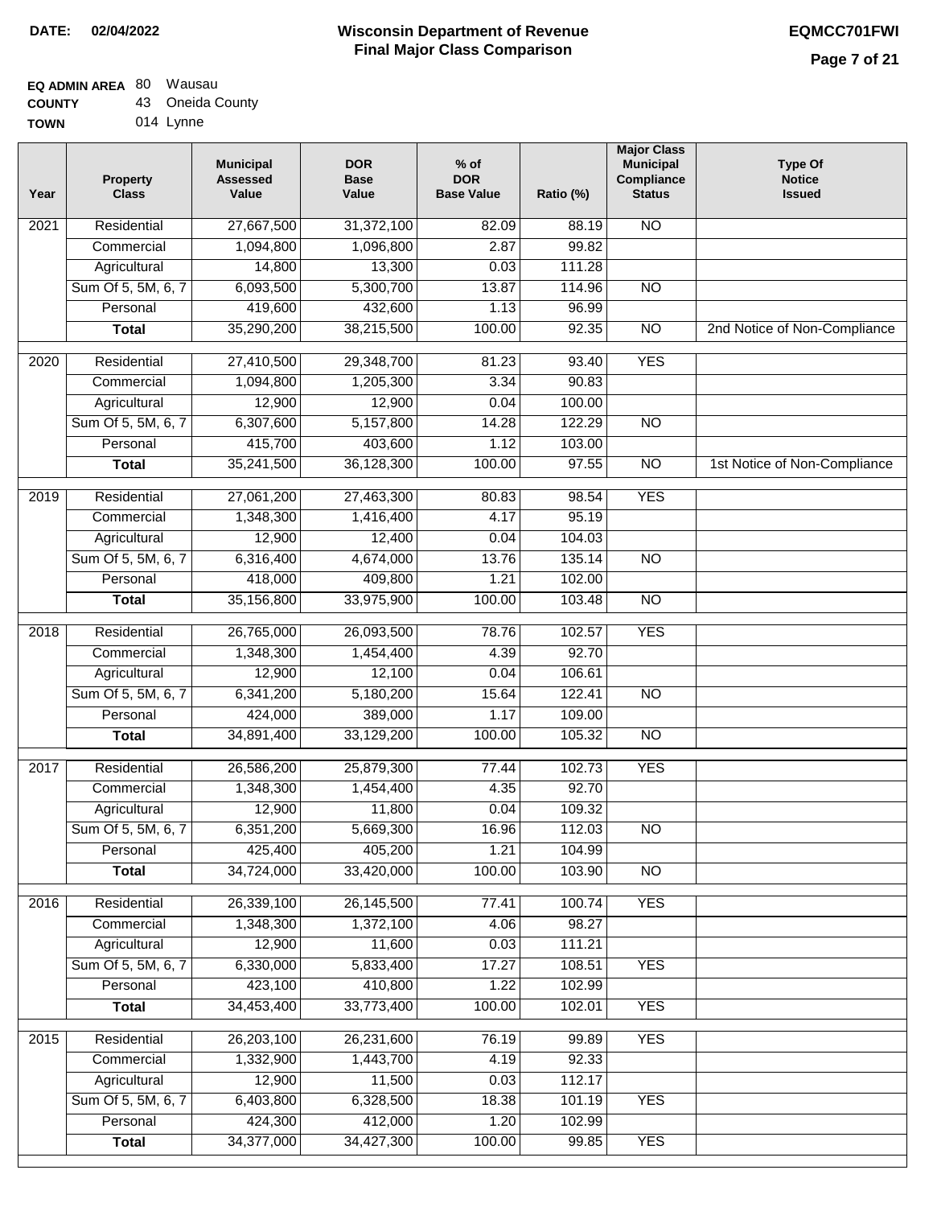**DATE:** 02/04/2022

# Wisconsin Department of Revenue
## Final Major Class Comparison

**EQMCC701FWI**

**EQ ADMIN AREA** 80 Wausau
**COUNTY** 43 Oneida County
**TOWN** 014 Lynne

| Year | Property Class | Municipal Assessed Value | DOR Base Value | % of DOR Base Value | Ratio (%) | Major Class Municipal Compliance Status | Type Of Notice Issued |
|---|---|---|---|---|---|---|---|
| 2021 | Residential | 27,667,500 | 31,372,100 | 82.09 | 88.19 | NO | |
| | Commercial | 1,094,800 | 1,096,800 | 2.87 | 99.82 | | |
| | Agricultural | 14,800 | 13,300 | 0.03 | 111.28 | | |
| | Sum Of 5, 5M, 6, 7 | 6,093,500 | 5,300,700 | 13.87 | 114.96 | NO | |
| | Personal | 419,600 | 432,600 | 1.13 | 96.99 | | |
| | **Total** | 35,290,200 | 38,215,500 | 100.00 | 92.35 | NO | 2nd Notice of Non-Compliance |
| 2020 | Residential | 27,410,500 | 29,348,700 | 81.23 | 93.40 | YES | |
| | Commercial | 1,094,800 | 1,205,300 | 3.34 | 90.83 | | |
| | Agricultural | 12,900 | 12,900 | 0.04 | 100.00 | | |
| | Sum Of 5, 5M, 6, 7 | 6,307,600 | 5,157,800 | 14.28 | 122.29 | NO | |
| | Personal | 415,700 | 403,600 | 1.12 | 103.00 | | |
| | **Total** | 35,241,500 | 36,128,300 | 100.00 | 97.55 | NO | 1st Notice of Non-Compliance |
| 2019 | Residential | 27,061,200 | 27,463,300 | 80.83 | 98.54 | YES | |
| | Commercial | 1,348,300 | 1,416,400 | 4.17 | 95.19 | | |
| | Agricultural | 12,900 | 12,400 | 0.04 | 104.03 | | |
| | Sum Of 5, 5M, 6, 7 | 6,316,400 | 4,674,000 | 13.76 | 135.14 | NO | |
| | Personal | 418,000 | 409,800 | 1.21 | 102.00 | | |
| | **Total** | 35,156,800 | 33,975,900 | 100.00 | 103.48 | NO | |
| 2018 | Residential | 26,765,000 | 26,093,500 | 78.76 | 102.57 | YES | |
| | Commercial | 1,348,300 | 1,454,400 | 4.39 | 92.70 | | |
| | Agricultural | 12,900 | 12,100 | 0.04 | 106.61 | | |
| | Sum Of 5, 5M, 6, 7 | 6,341,200 | 5,180,200 | 15.64 | 122.41 | NO | |
| | Personal | 424,000 | 389,000 | 1.17 | 109.00 | | |
| | **Total** | 34,891,400 | 33,129,200 | 100.00 | 105.32 | NO | |
| 2017 | Residential | 26,586,200 | 25,879,300 | 77.44 | 102.73 | YES | |
| | Commercial | 1,348,300 | 1,454,400 | 4.35 | 92.70 | | |
| | Agricultural | 12,900 | 11,800 | 0.04 | 109.32 | | |
| | Sum Of 5, 5M, 6, 7 | 6,351,200 | 5,669,300 | 16.96 | 112.03 | NO | |
| | Personal | 425,400 | 405,200 | 1.21 | 104.99 | | |
| | **Total** | 34,724,000 | 33,420,000 | 100.00 | 103.90 | NO | |
| 2016 | Residential | 26,339,100 | 26,145,500 | 77.41 | 100.74 | YES | |
| | Commercial | 1,348,300 | 1,372,100 | 4.06 | 98.27 | | |
| | Agricultural | 12,900 | 11,600 | 0.03 | 111.21 | | |
| | Sum Of 5, 5M, 6, 7 | 6,330,000 | 5,833,400 | 17.27 | 108.51 | YES | |
| | Personal | 423,100 | 410,800 | 1.22 | 102.99 | | |
| | **Total** | 34,453,400 | 33,773,400 | 100.00 | 102.01 | YES | |
| 2015 | Residential | 26,203,100 | 26,231,600 | 76.19 | 99.89 | YES | |
| | Commercial | 1,332,900 | 1,443,700 | 4.19 | 92.33 | | |
| | Agricultural | 12,900 | 11,500 | 0.03 | 112.17 | | |
| | Sum Of 5, 5M, 6, 7 | 6,403,800 | 6,328,500 | 18.38 | 101.19 | YES | |
| | Personal | 424,300 | 412,000 | 1.20 | 102.99 | | |
| | **Total** | 34,377,000 | 34,427,300 | 100.00 | 99.85 | YES | |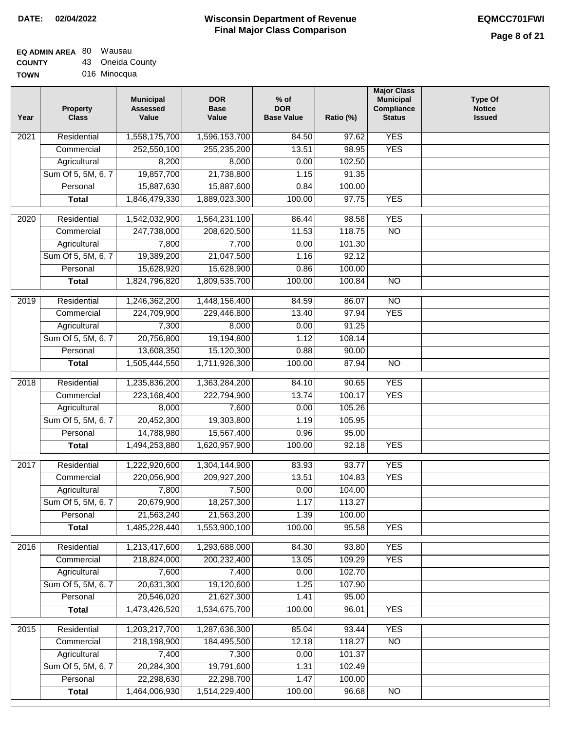**DATE: 02/04/2022**

# Wisconsin Department of Revenue
## Final Major Class Comparison

**EQMCC701FWI**

**EQ ADMIN AREA** 80 Wausau
**COUNTY** 43 Oneida County
**TOWN** 016 Minocqua

| Year | Property Class | Municipal Assessed Value | DOR Base Value | % of DOR Base Value | Ratio (%) | Major Class Municipal Compliance Status | Type Of Notice Issued |
|---|---|---|---|---|---|---|---|
| 2021 | Residential | 1,558,175,700 | 1,596,153,700 | 84.50 | 97.62 | YES | |
| | Commercial | 252,550,100 | 255,235,200 | 13.51 | 98.95 | YES | |
| | Agricultural | 8,200 | 8,000 | 0.00 | 102.50 | | |
| | Sum Of 5, 5M, 6, 7 | 19,857,700 | 21,738,800 | 1.15 | 91.35 | | |
| | Personal | 15,887,630 | 15,887,600 | 0.84 | 100.00 | | |
| | **Total** | 1,846,479,330 | 1,889,023,300 | 100.00 | 97.75 | YES | |
| 2020 | Residential | 1,542,032,900 | 1,564,231,100 | 86.44 | 98.58 | YES | |
| | Commercial | 247,738,000 | 208,620,500 | 11.53 | 118.75 | NO | |
| | Agricultural | 7,800 | 7,700 | 0.00 | 101.30 | | |
| | Sum Of 5, 5M, 6, 7 | 19,389,200 | 21,047,500 | 1.16 | 92.12 | | |
| | Personal | 15,628,920 | 15,628,900 | 0.86 | 100.00 | | |
| | **Total** | 1,824,796,820 | 1,809,535,700 | 100.00 | 100.84 | NO | |
| 2019 | Residential | 1,246,362,200 | 1,448,156,400 | 84.59 | 86.07 | NO | |
| | Commercial | 224,709,900 | 229,446,800 | 13.40 | 97.94 | YES | |
| | Agricultural | 7,300 | 8,000 | 0.00 | 91.25 | | |
| | Sum Of 5, 5M, 6, 7 | 20,756,800 | 19,194,800 | 1.12 | 108.14 | | |
| | Personal | 13,608,350 | 15,120,300 | 0.88 | 90.00 | | |
| | **Total** | 1,505,444,550 | 1,711,926,300 | 100.00 | 87.94 | NO | |
| 2018 | Residential | 1,235,836,200 | 1,363,284,200 | 84.10 | 90.65 | YES | |
| | Commercial | 223,168,400 | 222,794,900 | 13.74 | 100.17 | YES | |
| | Agricultural | 8,000 | 7,600 | 0.00 | 105.26 | | |
| | Sum Of 5, 5M, 6, 7 | 20,452,300 | 19,303,800 | 1.19 | 105.95 | | |
| | Personal | 14,788,980 | 15,567,400 | 0.96 | 95.00 | | |
| | **Total** | 1,494,253,880 | 1,620,957,900 | 100.00 | 92.18 | YES | |
| 2017 | Residential | 1,222,920,600 | 1,304,144,900 | 83.93 | 93.77 | YES | |
| | Commercial | 220,056,900 | 209,927,200 | 13.51 | 104.83 | YES | |
| | Agricultural | 7,800 | 7,500 | 0.00 | 104.00 | | |
| | Sum Of 5, 5M, 6, 7 | 20,679,900 | 18,257,300 | 1.17 | 113.27 | | |
| | Personal | 21,563,240 | 21,563,200 | 1.39 | 100.00 | | |
| | **Total** | 1,485,228,440 | 1,553,900,100 | 100.00 | 95.58 | YES | |
| 2016 | Residential | 1,213,417,600 | 1,293,688,000 | 84.30 | 93.80 | YES | |
| | Commercial | 218,824,000 | 200,232,400 | 13.05 | 109.29 | YES | |
| | Agricultural | 7,600 | 7,400 | 0.00 | 102.70 | | |
| | Sum Of 5, 5M, 6, 7 | 20,631,300 | 19,120,600 | 1.25 | 107.90 | | |
| | Personal | 20,546,020 | 21,627,300 | 1.41 | 95.00 | | |
| | **Total** | 1,473,426,520 | 1,534,675,700 | 100.00 | 96.01 | YES | |
| 2015 | Residential | 1,203,217,700 | 1,287,636,300 | 85.04 | 93.44 | YES | |
| | Commercial | 218,198,900 | 184,495,500 | 12.18 | 118.27 | NO | |
| | Agricultural | 7,400 | 7,300 | 0.00 | 101.37 | | |
| | Sum Of 5, 5M, 6, 7 | 20,284,300 | 19,791,600 | 1.31 | 102.49 | | |
| | Personal | 22,298,630 | 22,298,700 | 1.47 | 100.00 | | |
| | **Total** | 1,464,006,930 | 1,514,229,400 | 100.00 | 96.68 | NO | |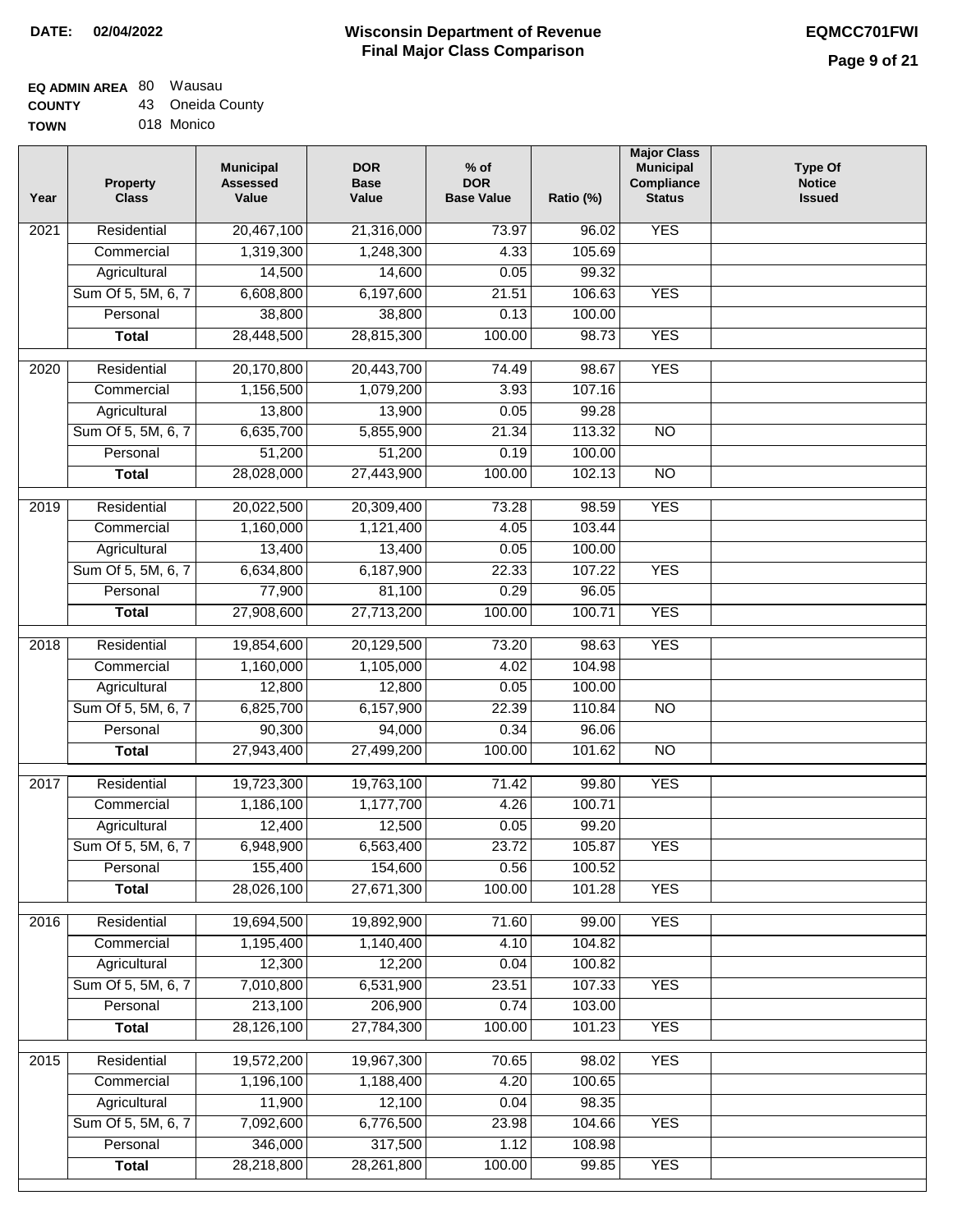**DATE: 02/04/2022**

# Wisconsin Department of Revenue
## Final Major Class Comparison

**EQMCC701FWI**

**EQ ADMIN AREA** 80 Wausau
**COUNTY** 43 Oneida County
**TOWN** 018 Monico

| Year | Property Class | Municipal Assessed Value | DOR Base Value | % of DOR Base Value | Ratio (%) | Major Class Municipal Compliance Status | Type Of Notice Issued |
|---|---|---|---|---|---|---|---|
| 2021 | Residential | 20,467,100 | 21,316,000 | 73.97 | 96.02 | YES | |
| | Commercial | 1,319,300 | 1,248,300 | 4.33 | 105.69 | | |
| | Agricultural | 14,500 | 14,600 | 0.05 | 99.32 | | |
| | Sum Of 5, 5M, 6, 7 | 6,608,800 | 6,197,600 | 21.51 | 106.63 | YES | |
| | Personal | 38,800 | 38,800 | 0.13 | 100.00 | | |
| | **Total** | 28,448,500 | 28,815,300 | 100.00 | 98.73 | YES | |
| 2020 | Residential | 20,170,800 | 20,443,700 | 74.49 | 98.67 | YES | |
| | Commercial | 1,156,500 | 1,079,200 | 3.93 | 107.16 | | |
| | Agricultural | 13,800 | 13,900 | 0.05 | 99.28 | | |
| | Sum Of 5, 5M, 6, 7 | 6,635,700 | 5,855,900 | 21.34 | 113.32 | NO | |
| | Personal | 51,200 | 51,200 | 0.19 | 100.00 | | |
| | **Total** | 28,028,000 | 27,443,900 | 100.00 | 102.13 | NO | |
| 2019 | Residential | 20,022,500 | 20,309,400 | 73.28 | 98.59 | YES | |
| | Commercial | 1,160,000 | 1,121,400 | 4.05 | 103.44 | | |
| | Agricultural | 13,400 | 13,400 | 0.05 | 100.00 | | |
| | Sum Of 5, 5M, 6, 7 | 6,634,800 | 6,187,900 | 22.33 | 107.22 | YES | |
| | Personal | 77,900 | 81,100 | 0.29 | 96.05 | | |
| | **Total** | 27,908,600 | 27,713,200 | 100.00 | 100.71 | YES | |
| 2018 | Residential | 19,854,600 | 20,129,500 | 73.20 | 98.63 | YES | |
| | Commercial | 1,160,000 | 1,105,000 | 4.02 | 104.98 | | |
| | Agricultural | 12,800 | 12,800 | 0.05 | 100.00 | | |
| | Sum Of 5, 5M, 6, 7 | 6,825,700 | 6,157,900 | 22.39 | 110.84 | NO | |
| | Personal | 90,300 | 94,000 | 0.34 | 96.06 | | |
| | **Total** | 27,943,400 | 27,499,200 | 100.00 | 101.62 | NO | |
| 2017 | Residential | 19,723,300 | 19,763,100 | 71.42 | 99.80 | YES | |
| | Commercial | 1,186,100 | 1,177,700 | 4.26 | 100.71 | | |
| | Agricultural | 12,400 | 12,500 | 0.05 | 99.20 | | |
| | Sum Of 5, 5M, 6, 7 | 6,948,900 | 6,563,400 | 23.72 | 105.87 | YES | |
| | Personal | 155,400 | 154,600 | 0.56 | 100.52 | | |
| | **Total** | 28,026,100 | 27,671,300 | 100.00 | 101.28 | YES | |
| 2016 | Residential | 19,694,500 | 19,892,900 | 71.60 | 99.00 | YES | |
| | Commercial | 1,195,400 | 1,140,400 | 4.10 | 104.82 | | |
| | Agricultural | 12,300 | 12,200 | 0.04 | 100.82 | | |
| | Sum Of 5, 5M, 6, 7 | 7,010,800 | 6,531,900 | 23.51 | 107.33 | YES | |
| | Personal | 213,100 | 206,900 | 0.74 | 103.00 | | |
| | **Total** | 28,126,100 | 27,784,300 | 100.00 | 101.23 | YES | |
| 2015 | Residential | 19,572,200 | 19,967,300 | 70.65 | 98.02 | YES | |
| | Commercial | 1,196,100 | 1,188,400 | 4.20 | 100.65 | | |
| | Agricultural | 11,900 | 12,100 | 0.04 | 98.35 | | |
| | Sum Of 5, 5M, 6, 7 | 7,092,600 | 6,776,500 | 23.98 | 104.66 | YES | |
| | Personal | 346,000 | 317,500 | 1.12 | 108.98 | | |
| | **Total** | 28,218,800 | 28,261,800 | 100.00 | 99.85 | YES | |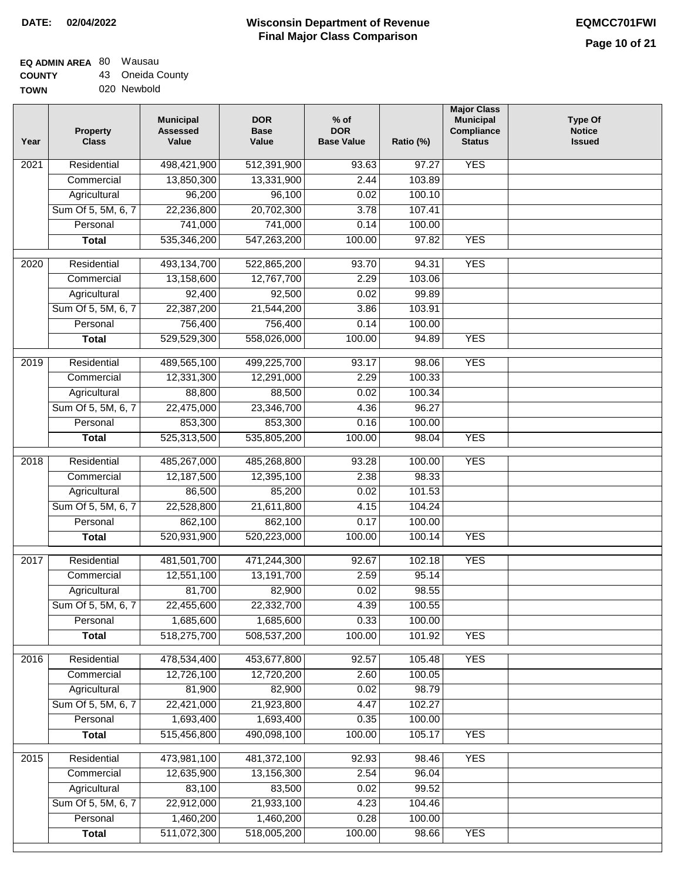**DATE: 02/04/2022**

# Wisconsin Department of Revenue
## Final Major Class Comparison

**EQMCC701FWI**

**EQ ADMIN AREA** 80 Wausau
**COUNTY** 43 Oneida County
**TOWN** 020 Newbold

| Year | Property Class | Municipal Assessed Value | DOR Base Value | % of DOR Base Value | Ratio (%) | Major Class Municipal Compliance Status | Type Of Notice Issued |
|---|---|---|---|---|---|---|---|
| 2021 | Residential | 498,421,900 | 512,391,900 | 93.63 | 97.27 | YES | |
| | Commercial | 13,850,300 | 13,331,900 | 2.44 | 103.89 | | |
| | Agricultural | 96,200 | 96,100 | 0.02 | 100.10 | | |
| | Sum Of 5, 5M, 6, 7 | 22,236,800 | 20,702,300 | 3.78 | 107.41 | | |
| | Personal | 741,000 | 741,000 | 0.14 | 100.00 | | |
| | **Total** | 535,346,200 | 547,263,200 | 100.00 | 97.82 | YES | |
| 2020 | Residential | 493,134,700 | 522,865,200 | 93.70 | 94.31 | YES | |
| | Commercial | 13,158,600 | 12,767,700 | 2.29 | 103.06 | | |
| | Agricultural | 92,400 | 92,500 | 0.02 | 99.89 | | |
| | Sum Of 5, 5M, 6, 7 | 22,387,200 | 21,544,200 | 3.86 | 103.91 | | |
| | Personal | 756,400 | 756,400 | 0.14 | 100.00 | | |
| | **Total** | 529,529,300 | 558,026,000 | 100.00 | 94.89 | YES | |
| 2019 | Residential | 489,565,100 | 499,225,700 | 93.17 | 98.06 | YES | |
| | Commercial | 12,331,300 | 12,291,000 | 2.29 | 100.33 | | |
| | Agricultural | 88,800 | 88,500 | 0.02 | 100.34 | | |
| | Sum Of 5, 5M, 6, 7 | 22,475,000 | 23,346,700 | 4.36 | 96.27 | | |
| | Personal | 853,300 | 853,300 | 0.16 | 100.00 | | |
| | **Total** | 525,313,500 | 535,805,200 | 100.00 | 98.04 | YES | |
| 2018 | Residential | 485,267,000 | 485,268,800 | 93.28 | 100.00 | YES | |
| | Commercial | 12,187,500 | 12,395,100 | 2.38 | 98.33 | | |
| | Agricultural | 86,500 | 85,200 | 0.02 | 101.53 | | |
| | Sum Of 5, 5M, 6, 7 | 22,528,800 | 21,611,800 | 4.15 | 104.24 | | |
| | Personal | 862,100 | 862,100 | 0.17 | 100.00 | | |
| | **Total** | 520,931,900 | 520,223,000 | 100.00 | 100.14 | YES | |
| 2017 | Residential | 481,501,700 | 471,244,300 | 92.67 | 102.18 | YES | |
| | Commercial | 12,551,100 | 13,191,700 | 2.59 | 95.14 | | |
| | Agricultural | 81,700 | 82,900 | 0.02 | 98.55 | | |
| | Sum Of 5, 5M, 6, 7 | 22,455,600 | 22,332,700 | 4.39 | 100.55 | | |
| | Personal | 1,685,600 | 1,685,600 | 0.33 | 100.00 | | |
| | **Total** | 518,275,700 | 508,537,200 | 100.00 | 101.92 | YES | |
| 2016 | Residential | 478,534,400 | 453,677,800 | 92.57 | 105.48 | YES | |
| | Commercial | 12,726,100 | 12,720,200 | 2.60 | 100.05 | | |
| | Agricultural | 81,900 | 82,900 | 0.02 | 98.79 | | |
| | Sum Of 5, 5M, 6, 7 | 22,421,000 | 21,923,800 | 4.47 | 102.27 | | |
| | Personal | 1,693,400 | 1,693,400 | 0.35 | 100.00 | | |
| | **Total** | 515,456,800 | 490,098,100 | 100.00 | 105.17 | YES | |
| 2015 | Residential | 473,981,100 | 481,372,100 | 92.93 | 98.46 | YES | |
| | Commercial | 12,635,900 | 13,156,300 | 2.54 | 96.04 | | |
| | Agricultural | 83,100 | 83,500 | 0.02 | 99.52 | | |
| | Sum Of 5, 5M, 6, 7 | 22,912,000 | 21,933,100 | 4.23 | 104.46 | | |
| | Personal | 1,460,200 | 1,460,200 | 0.28 | 100.00 | | |
| | **Total** | 511,072,300 | 518,005,200 | 100.00 | 98.66 | YES | |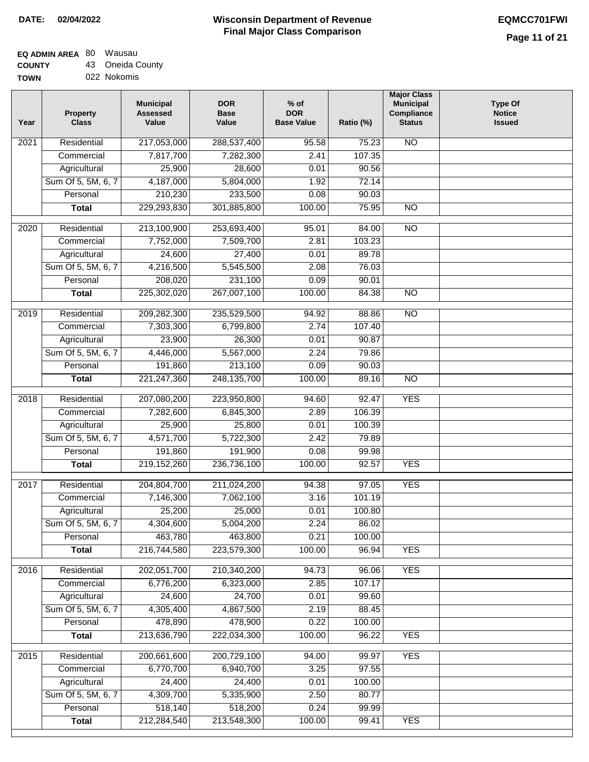**DATE: 02/04/2022**

# Wisconsin Department of Revenue
## Final Major Class Comparison

**EQMCC701FWI**

**EQ ADMIN AREA** 80 Wausau
**COUNTY** 43 Oneida County
**TOWN** 022 Nokomis

| Year | Property Class | Municipal Assessed Value | DOR Base Value | % of DOR Base Value | Ratio (%) | Major Class Municipal Compliance Status | Type Of Notice Issued |
|---|---|---|---|---|---|---|---|
| 2021 | Residential | 217,053,000 | 288,537,400 | 95.58 | 75.23 | NO | |
| | Commercial | 7,817,700 | 7,282,300 | 2.41 | 107.35 | | |
| | Agricultural | 25,900 | 28,600 | 0.01 | 90.56 | | |
| | Sum Of 5, 5M, 6, 7 | 4,187,000 | 5,804,000 | 1.92 | 72.14 | | |
| | Personal | 210,230 | 233,500 | 0.08 | 90.03 | | |
| | **Total** | 229,293,830 | 301,885,800 | 100.00 | 75.95 | NO | |
| 2020 | Residential | 213,100,900 | 253,693,400 | 95.01 | 84.00 | NO | |
| | Commercial | 7,752,000 | 7,509,700 | 2.81 | 103.23 | | |
| | Agricultural | 24,600 | 27,400 | 0.01 | 89.78 | | |
| | Sum Of 5, 5M, 6, 7 | 4,216,500 | 5,545,500 | 2.08 | 76.03 | | |
| | Personal | 208,020 | 231,100 | 0.09 | 90.01 | | |
| | **Total** | 225,302,020 | 267,007,100 | 100.00 | 84.38 | NO | |
| 2019 | Residential | 209,282,300 | 235,529,500 | 94.92 | 88.86 | NO | |
| | Commercial | 7,303,300 | 6,799,800 | 2.74 | 107.40 | | |
| | Agricultural | 23,900 | 26,300 | 0.01 | 90.87 | | |
| | Sum Of 5, 5M, 6, 7 | 4,446,000 | 5,567,000 | 2.24 | 79.86 | | |
| | Personal | 191,860 | 213,100 | 0.09 | 90.03 | | |
| | **Total** | 221,247,360 | 248,135,700 | 100.00 | 89.16 | NO | |
| 2018 | Residential | 207,080,200 | 223,950,800 | 94.60 | 92.47 | YES | |
| | Commercial | 7,282,600 | 6,845,300 | 2.89 | 106.39 | | |
| | Agricultural | 25,900 | 25,800 | 0.01 | 100.39 | | |
| | Sum Of 5, 5M, 6, 7 | 4,571,700 | 5,722,300 | 2.42 | 79.89 | | |
| | Personal | 191,860 | 191,900 | 0.08 | 99.98 | | |
| | **Total** | 219,152,260 | 236,736,100 | 100.00 | 92.57 | YES | |
| 2017 | Residential | 204,804,700 | 211,024,200 | 94.38 | 97.05 | YES | |
| | Commercial | 7,146,300 | 7,062,100 | 3.16 | 101.19 | | |
| | Agricultural | 25,200 | 25,000 | 0.01 | 100.80 | | |
| | Sum Of 5, 5M, 6, 7 | 4,304,600 | 5,004,200 | 2.24 | 86.02 | | |
| | Personal | 463,780 | 463,800 | 0.21 | 100.00 | | |
| | **Total** | 216,744,580 | 223,579,300 | 100.00 | 96.94 | YES | |
| 2016 | Residential | 202,051,700 | 210,340,200 | 94.73 | 96.06 | YES | |
| | Commercial | 6,776,200 | 6,323,000 | 2.85 | 107.17 | | |
| | Agricultural | 24,600 | 24,700 | 0.01 | 99.60 | | |
| | Sum Of 5, 5M, 6, 7 | 4,305,400 | 4,867,500 | 2.19 | 88.45 | | |
| | Personal | 478,890 | 478,900 | 0.22 | 100.00 | | |
| | **Total** | 213,636,790 | 222,034,300 | 100.00 | 96.22 | YES | |
| 2015 | Residential | 200,661,600 | 200,729,100 | 94.00 | 99.97 | YES | |
| | Commercial | 6,770,700 | 6,940,700 | 3.25 | 97.55 | | |
| | Agricultural | 24,400 | 24,400 | 0.01 | 100.00 | | |
| | Sum Of 5, 5M, 6, 7 | 4,309,700 | 5,335,900 | 2.50 | 80.77 | | |
| | Personal | 518,140 | 518,200 | 0.24 | 99.99 | | |
| | **Total** | 212,284,540 | 213,548,300 | 100.00 | 99.41 | YES | |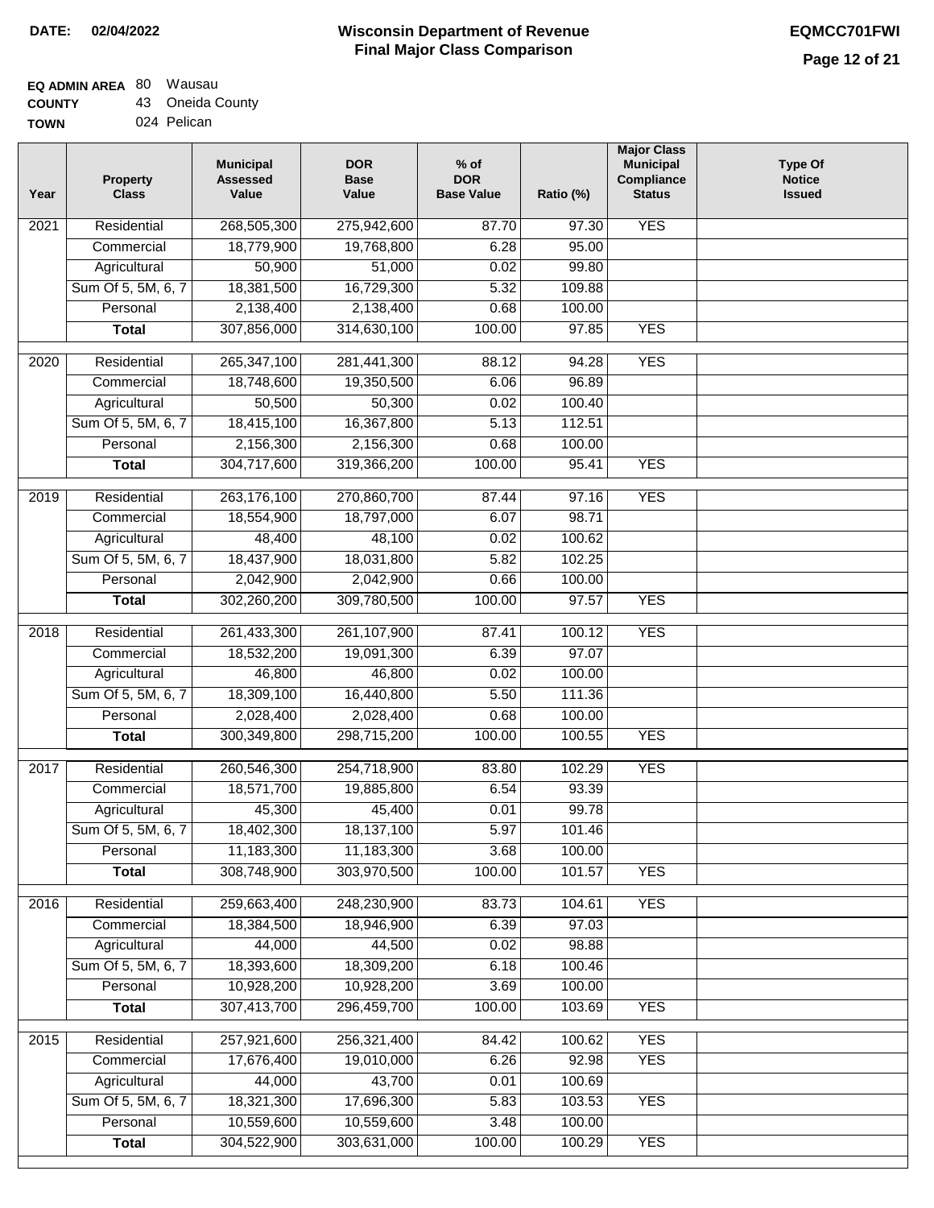**DATE: 02/04/2022**

# Wisconsin Department of Revenue
## Final Major Class Comparison

**EQMCC701FWI**

**EQ ADMIN AREA** 80 Wausau
**COUNTY** 43 Oneida County
**TOWN** 024 Pelican

| Year | Property Class | Municipal Assessed Value | DOR Base Value | % of DOR Base Value | Ratio (%) | Major Class Municipal Compliance Status | Type Of Notice Issued |
|---|---|---|---|---|---|---|---|
| 2021 | Residential | 268,505,300 | 275,942,600 | 87.70 | 97.30 | YES | |
| | Commercial | 18,779,900 | 19,768,800 | 6.28 | 95.00 | | |
| | Agricultural | 50,900 | 51,000 | 0.02 | 99.80 | | |
| | Sum Of 5, 5M, 6, 7 | 18,381,500 | 16,729,300 | 5.32 | 109.88 | | |
| | Personal | 2,138,400 | 2,138,400 | 0.68 | 100.00 | | |
| | **Total** | 307,856,000 | 314,630,100 | 100.00 | 97.85 | YES | |
| 2020 | Residential | 265,347,100 | 281,441,300 | 88.12 | 94.28 | YES | |
| | Commercial | 18,748,600 | 19,350,500 | 6.06 | 96.89 | | |
| | Agricultural | 50,500 | 50,300 | 0.02 | 100.40 | | |
| | Sum Of 5, 5M, 6, 7 | 18,415,100 | 16,367,800 | 5.13 | 112.51 | | |
| | Personal | 2,156,300 | 2,156,300 | 0.68 | 100.00 | | |
| | **Total** | 304,717,600 | 319,366,200 | 100.00 | 95.41 | YES | |
| 2019 | Residential | 263,176,100 | 270,860,700 | 87.44 | 97.16 | YES | |
| | Commercial | 18,554,900 | 18,797,000 | 6.07 | 98.71 | | |
| | Agricultural | 48,400 | 48,100 | 0.02 | 100.62 | | |
| | Sum Of 5, 5M, 6, 7 | 18,437,900 | 18,031,800 | 5.82 | 102.25 | | |
| | Personal | 2,042,900 | 2,042,900 | 0.66 | 100.00 | | |
| | **Total** | 302,260,200 | 309,780,500 | 100.00 | 97.57 | YES | |
| 2018 | Residential | 261,433,300 | 261,107,900 | 87.41 | 100.12 | YES | |
| | Commercial | 18,532,200 | 19,091,300 | 6.39 | 97.07 | | |
| | Agricultural | 46,800 | 46,800 | 0.02 | 100.00 | | |
| | Sum Of 5, 5M, 6, 7 | 18,309,100 | 16,440,800 | 5.50 | 111.36 | | |
| | Personal | 2,028,400 | 2,028,400 | 0.68 | 100.00 | | |
| | **Total** | 300,349,800 | 298,715,200 | 100.00 | 100.55 | YES | |
| 2017 | Residential | 260,546,300 | 254,718,900 | 83.80 | 102.29 | YES | |
| | Commercial | 18,571,700 | 19,885,800 | 6.54 | 93.39 | | |
| | Agricultural | 45,300 | 45,400 | 0.01 | 99.78 | | |
| | Sum Of 5, 5M, 6, 7 | 18,402,300 | 18,137,100 | 5.97 | 101.46 | | |
| | Personal | 11,183,300 | 11,183,300 | 3.68 | 100.00 | | |
| | **Total** | 308,748,900 | 303,970,500 | 100.00 | 101.57 | YES | |
| 2016 | Residential | 259,663,400 | 248,230,900 | 83.73 | 104.61 | YES | |
| | Commercial | 18,384,500 | 18,946,900 | 6.39 | 97.03 | | |
| | Agricultural | 44,000 | 44,500 | 0.02 | 98.88 | | |
| | Sum Of 5, 5M, 6, 7 | 18,393,600 | 18,309,200 | 6.18 | 100.46 | | |
| | Personal | 10,928,200 | 10,928,200 | 3.69 | 100.00 | | |
| | **Total** | 307,413,700 | 296,459,700 | 100.00 | 103.69 | YES | |
| 2015 | Residential | 257,921,600 | 256,321,400 | 84.42 | 100.62 | YES | |
| | Commercial | 17,676,400 | 19,010,000 | 6.26 | 92.98 | YES | |
| | Agricultural | 44,000 | 43,700 | 0.01 | 100.69 | | |
| | Sum Of 5, 5M, 6, 7 | 18,321,300 | 17,696,300 | 5.83 | 103.53 | YES | |
| | Personal | 10,559,600 | 10,559,600 | 3.48 | 100.00 | | |
| | **Total** | 304,522,900 | 303,631,000 | 100.00 | 100.29 | YES | |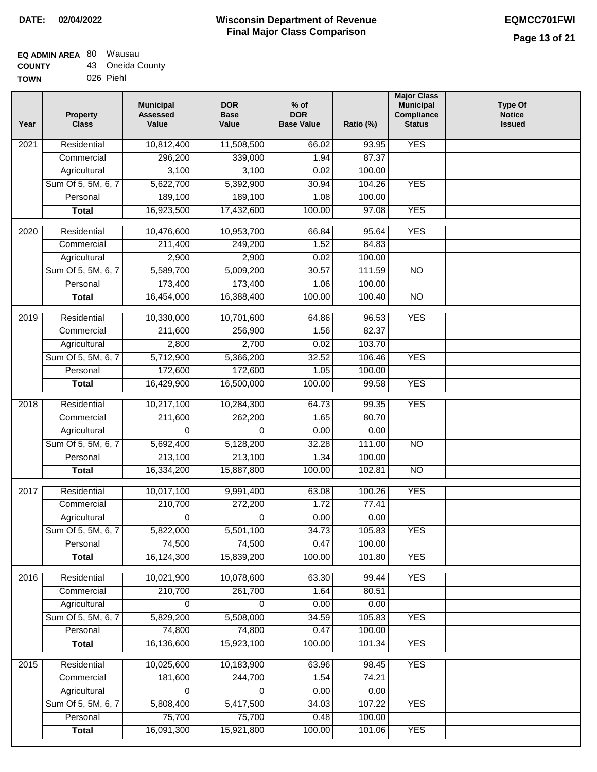**DATE:** 02/04/2022

# Wisconsin Department of Revenue
## Final Major Class Comparison

**EQMCC701FWI**

**EQ ADMIN AREA** 80 Wausau
**COUNTY** 43 Oneida County
**TOWN** 026 Piehl

| Year | Property Class | Municipal Assessed Value | DOR Base Value | % of DOR Base Value | Ratio (%) | Major Class Municipal Compliance Status | Type Of Notice Issued |
|---|---|---|---|---|---|---|---|
| 2021 | Residential | 10,812,400 | 11,508,500 | 66.02 | 93.95 | YES | |
| | Commercial | 296,200 | 339,000 | 1.94 | 87.37 | | |
| | Agricultural | 3,100 | 3,100 | 0.02 | 100.00 | | |
| | Sum Of 5, 5M, 6, 7 | 5,622,700 | 5,392,900 | 30.94 | 104.26 | YES | |
| | Personal | 189,100 | 189,100 | 1.08 | 100.00 | | |
| | **Total** | 16,923,500 | 17,432,600 | 100.00 | 97.08 | YES | |
| 2020 | Residential | 10,476,600 | 10,953,700 | 66.84 | 95.64 | YES | |
| | Commercial | 211,400 | 249,200 | 1.52 | 84.83 | | |
| | Agricultural | 2,900 | 2,900 | 0.02 | 100.00 | | |
| | Sum Of 5, 5M, 6, 7 | 5,589,700 | 5,009,200 | 30.57 | 111.59 | NO | |
| | Personal | 173,400 | 173,400 | 1.06 | 100.00 | | |
| | **Total** | 16,454,000 | 16,388,400 | 100.00 | 100.40 | NO | |
| 2019 | Residential | 10,330,000 | 10,701,600 | 64.86 | 96.53 | YES | |
| | Commercial | 211,600 | 256,900 | 1.56 | 82.37 | | |
| | Agricultural | 2,800 | 2,700 | 0.02 | 103.70 | | |
| | Sum Of 5, 5M, 6, 7 | 5,712,900 | 5,366,200 | 32.52 | 106.46 | YES | |
| | Personal | 172,600 | 172,600 | 1.05 | 100.00 | | |
| | **Total** | 16,429,900 | 16,500,000 | 100.00 | 99.58 | YES | |
| 2018 | Residential | 10,217,100 | 10,284,300 | 64.73 | 99.35 | YES | |
| | Commercial | 211,600 | 262,200 | 1.65 | 80.70 | | |
| | Agricultural | 0 | 0 | 0.00 | 0.00 | | |
| | Sum Of 5, 5M, 6, 7 | 5,692,400 | 5,128,200 | 32.28 | 111.00 | NO | |
| | Personal | 213,100 | 213,100 | 1.34 | 100.00 | | |
| | **Total** | 16,334,200 | 15,887,800 | 100.00 | 102.81 | NO | |
| 2017 | Residential | 10,017,100 | 9,991,400 | 63.08 | 100.26 | YES | |
| | Commercial | 210,700 | 272,200 | 1.72 | 77.41 | | |
| | Agricultural | 0 | 0 | 0.00 | 0.00 | | |
| | Sum Of 5, 5M, 6, 7 | 5,822,000 | 5,501,100 | 34.73 | 105.83 | YES | |
| | Personal | 74,500 | 74,500 | 0.47 | 100.00 | | |
| | **Total** | 16,124,300 | 15,839,200 | 100.00 | 101.80 | YES | |
| 2016 | Residential | 10,021,900 | 10,078,600 | 63.30 | 99.44 | YES | |
| | Commercial | 210,700 | 261,700 | 1.64 | 80.51 | | |
| | Agricultural | 0 | 0 | 0.00 | 0.00 | | |
| | Sum Of 5, 5M, 6, 7 | 5,829,200 | 5,508,000 | 34.59 | 105.83 | YES | |
| | Personal | 74,800 | 74,800 | 0.47 | 100.00 | | |
| | **Total** | 16,136,600 | 15,923,100 | 100.00 | 101.34 | YES | |
| 2015 | Residential | 10,025,600 | 10,183,900 | 63.96 | 98.45 | YES | |
| | Commercial | 181,600 | 244,700 | 1.54 | 74.21 | | |
| | Agricultural | 0 | 0 | 0.00 | 0.00 | | |
| | Sum Of 5, 5M, 6, 7 | 5,808,400 | 5,417,500 | 34.03 | 107.22 | YES | |
| | Personal | 75,700 | 75,700 | 0.48 | 100.00 | | |
| | **Total** | 16,091,300 | 15,921,800 | 100.00 | 101.06 | YES | |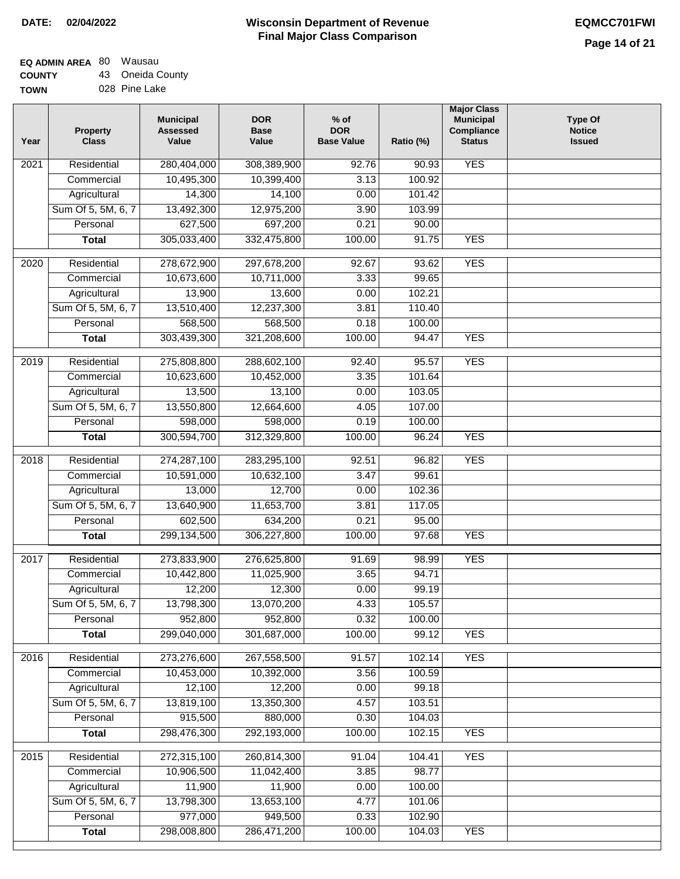**DATE: 02/04/2022**

# Wisconsin Department of Revenue
## Final Major Class Comparison

**EQMCC701FWI**

**EQ ADMIN AREA** 80 Wausau
**COUNTY** 43 Oneida County
**TOWN** 028 Pine Lake

| Year | Property Class | Municipal Assessed Value | DOR Base Value | % of DOR Base Value | Ratio (%) | Major Class Municipal Compliance Status | Type Of Notice Issued |
|---|---|---|---|---|---|---|---|
| 2021 | Residential | 280,404,000 | 308,389,900 | 92.76 | 90.93 | YES | |
| | Commercial | 10,495,300 | 10,399,400 | 3.13 | 100.92 | | |
| | Agricultural | 14,300 | 14,100 | 0.00 | 101.42 | | |
| | Sum Of 5, 5M, 6, 7 | 13,492,300 | 12,975,200 | 3.90 | 103.99 | | |
| | Personal | 627,500 | 697,200 | 0.21 | 90.00 | | |
| | **Total** | 305,033,400 | 332,475,800 | 100.00 | 91.75 | YES | |
| 2020 | Residential | 278,672,900 | 297,678,200 | 92.67 | 93.62 | YES | |
| | Commercial | 10,673,600 | 10,711,000 | 3.33 | 99.65 | | |
| | Agricultural | 13,900 | 13,600 | 0.00 | 102.21 | | |
| | Sum Of 5, 5M, 6, 7 | 13,510,400 | 12,237,300 | 3.81 | 110.40 | | |
| | Personal | 568,500 | 568,500 | 0.18 | 100.00 | | |
| | **Total** | 303,439,300 | 321,208,600 | 100.00 | 94.47 | YES | |
| 2019 | Residential | 275,808,800 | 288,602,100 | 92.40 | 95.57 | YES | |
| | Commercial | 10,623,600 | 10,452,000 | 3.35 | 101.64 | | |
| | Agricultural | 13,500 | 13,100 | 0.00 | 103.05 | | |
| | Sum Of 5, 5M, 6, 7 | 13,550,800 | 12,664,600 | 4.05 | 107.00 | | |
| | Personal | 598,000 | 598,000 | 0.19 | 100.00 | | |
| | **Total** | 300,594,700 | 312,329,800 | 100.00 | 96.24 | YES | |
| 2018 | Residential | 274,287,100 | 283,295,100 | 92.51 | 96.82 | YES | |
| | Commercial | 10,591,000 | 10,632,100 | 3.47 | 99.61 | | |
| | Agricultural | 13,000 | 12,700 | 0.00 | 102.36 | | |
| | Sum Of 5, 5M, 6, 7 | 13,640,900 | 11,653,700 | 3.81 | 117.05 | | |
| | Personal | 602,500 | 634,200 | 0.21 | 95.00 | | |
| | **Total** | 299,134,500 | 306,227,800 | 100.00 | 97.68 | YES | |
| 2017 | Residential | 273,833,900 | 276,625,800 | 91.69 | 98.99 | YES | |
| | Commercial | 10,442,800 | 11,025,900 | 3.65 | 94.71 | | |
| | Agricultural | 12,200 | 12,300 | 0.00 | 99.19 | | |
| | Sum Of 5, 5M, 6, 7 | 13,798,300 | 13,070,200 | 4.33 | 105.57 | | |
| | Personal | 952,800 | 952,800 | 0.32 | 100.00 | | |
| | **Total** | 299,040,000 | 301,687,000 | 100.00 | 99.12 | YES | |
| 2016 | Residential | 273,276,600 | 267,558,500 | 91.57 | 102.14 | YES | |
| | Commercial | 10,453,000 | 10,392,000 | 3.56 | 100.59 | | |
| | Agricultural | 12,100 | 12,200 | 0.00 | 99.18 | | |
| | Sum Of 5, 5M, 6, 7 | 13,819,100 | 13,350,300 | 4.57 | 103.51 | | |
| | Personal | 915,500 | 880,000 | 0.30 | 104.03 | | |
| | **Total** | 298,476,300 | 292,193,000 | 100.00 | 102.15 | YES | |
| 2015 | Residential | 272,315,100 | 260,814,300 | 91.04 | 104.41 | YES | |
| | Commercial | 10,906,500 | 11,042,400 | 3.85 | 98.77 | | |
| | Agricultural | 11,900 | 11,900 | 0.00 | 100.00 | | |
| | Sum Of 5, 5M, 6, 7 | 13,798,300 | 13,653,100 | 4.77 | 101.06 | | |
| | Personal | 977,000 | 949,500 | 0.33 | 102.90 | | |
| | **Total** | 298,008,800 | 286,471,200 | 100.00 | 104.03 | YES | |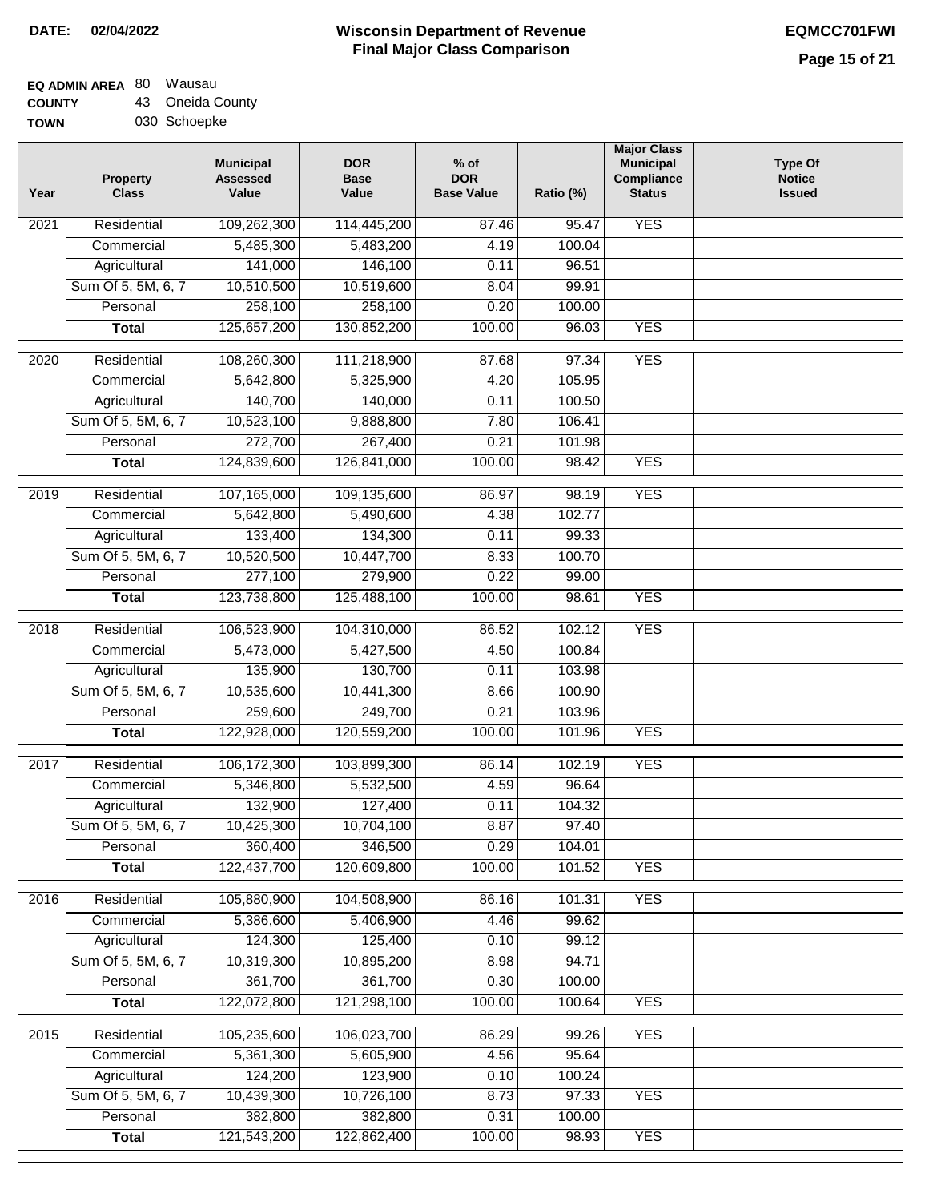**DATE:** 02/04/2022

# Wisconsin Department of Revenue
## Final Major Class Comparison

**EQMCC701FWI**

**EQ ADMIN AREA** 80 Wausau
**COUNTY** 43 Oneida County
**TOWN** 030 Schoepke

| Year | Property Class | Municipal Assessed Value | DOR Base Value | % of DOR Base Value | Ratio (%) | Major Class Municipal Compliance Status | Type Of Notice Issued |
|---|---|---|---|---|---|---|---|
| 2021 | Residential | 109,262,300 | 114,445,200 | 87.46 | 95.47 | YES | |
| | Commercial | 5,485,300 | 5,483,200 | 4.19 | 100.04 | | |
| | Agricultural | 141,000 | 146,100 | 0.11 | 96.51 | | |
| | Sum Of 5, 5M, 6, 7 | 10,510,500 | 10,519,600 | 8.04 | 99.91 | | |
| | Personal | 258,100 | 258,100 | 0.20 | 100.00 | | |
| | **Total** | 125,657,200 | 130,852,200 | 100.00 | 96.03 | YES | |
| 2020 | Residential | 108,260,300 | 111,218,900 | 87.68 | 97.34 | YES | |
| | Commercial | 5,642,800 | 5,325,900 | 4.20 | 105.95 | | |
| | Agricultural | 140,700 | 140,000 | 0.11 | 100.50 | | |
| | Sum Of 5, 5M, 6, 7 | 10,523,100 | 9,888,800 | 7.80 | 106.41 | | |
| | Personal | 272,700 | 267,400 | 0.21 | 101.98 | | |
| | **Total** | 124,839,600 | 126,841,000 | 100.00 | 98.42 | YES | |
| 2019 | Residential | 107,165,000 | 109,135,600 | 86.97 | 98.19 | YES | |
| | Commercial | 5,642,800 | 5,490,600 | 4.38 | 102.77 | | |
| | Agricultural | 133,400 | 134,300 | 0.11 | 99.33 | | |
| | Sum Of 5, 5M, 6, 7 | 10,520,500 | 10,447,700 | 8.33 | 100.70 | | |
| | Personal | 277,100 | 279,900 | 0.22 | 99.00 | | |
| | **Total** | 123,738,800 | 125,488,100 | 100.00 | 98.61 | YES | |
| 2018 | Residential | 106,523,900 | 104,310,000 | 86.52 | 102.12 | YES | |
| | Commercial | 5,473,000 | 5,427,500 | 4.50 | 100.84 | | |
| | Agricultural | 135,900 | 130,700 | 0.11 | 103.98 | | |
| | Sum Of 5, 5M, 6, 7 | 10,535,600 | 10,441,300 | 8.66 | 100.90 | | |
| | Personal | 259,600 | 249,700 | 0.21 | 103.96 | | |
| | **Total** | 122,928,000 | 120,559,200 | 100.00 | 101.96 | YES | |
| 2017 | Residential | 106,172,300 | 103,899,300 | 86.14 | 102.19 | YES | |
| | Commercial | 5,346,800 | 5,532,500 | 4.59 | 96.64 | | |
| | Agricultural | 132,900 | 127,400 | 0.11 | 104.32 | | |
| | Sum Of 5, 5M, 6, 7 | 10,425,300 | 10,704,100 | 8.87 | 97.40 | | |
| | Personal | 360,400 | 346,500 | 0.29 | 104.01 | | |
| | **Total** | 122,437,700 | 120,609,800 | 100.00 | 101.52 | YES | |
| 2016 | Residential | 105,880,900 | 104,508,900 | 86.16 | 101.31 | YES | |
| | Commercial | 5,386,600 | 5,406,900 | 4.46 | 99.62 | | |
| | Agricultural | 124,300 | 125,400 | 0.10 | 99.12 | | |
| | Sum Of 5, 5M, 6, 7 | 10,319,300 | 10,895,200 | 8.98 | 94.71 | | |
| | Personal | 361,700 | 361,700 | 0.30 | 100.00 | | |
| | **Total** | 122,072,800 | 121,298,100 | 100.00 | 100.64 | YES | |
| 2015 | Residential | 105,235,600 | 106,023,700 | 86.29 | 99.26 | YES | |
| | Commercial | 5,361,300 | 5,605,900 | 4.56 | 95.64 | | |
| | Agricultural | 124,200 | 123,900 | 0.10 | 100.24 | | |
| | Sum Of 5, 5M, 6, 7 | 10,439,300 | 10,726,100 | 8.73 | 97.33 | YES | |
| | Personal | 382,800 | 382,800 | 0.31 | 100.00 | | |
| | **Total** | 121,543,200 | 122,862,400 | 100.00 | 98.93 | YES | |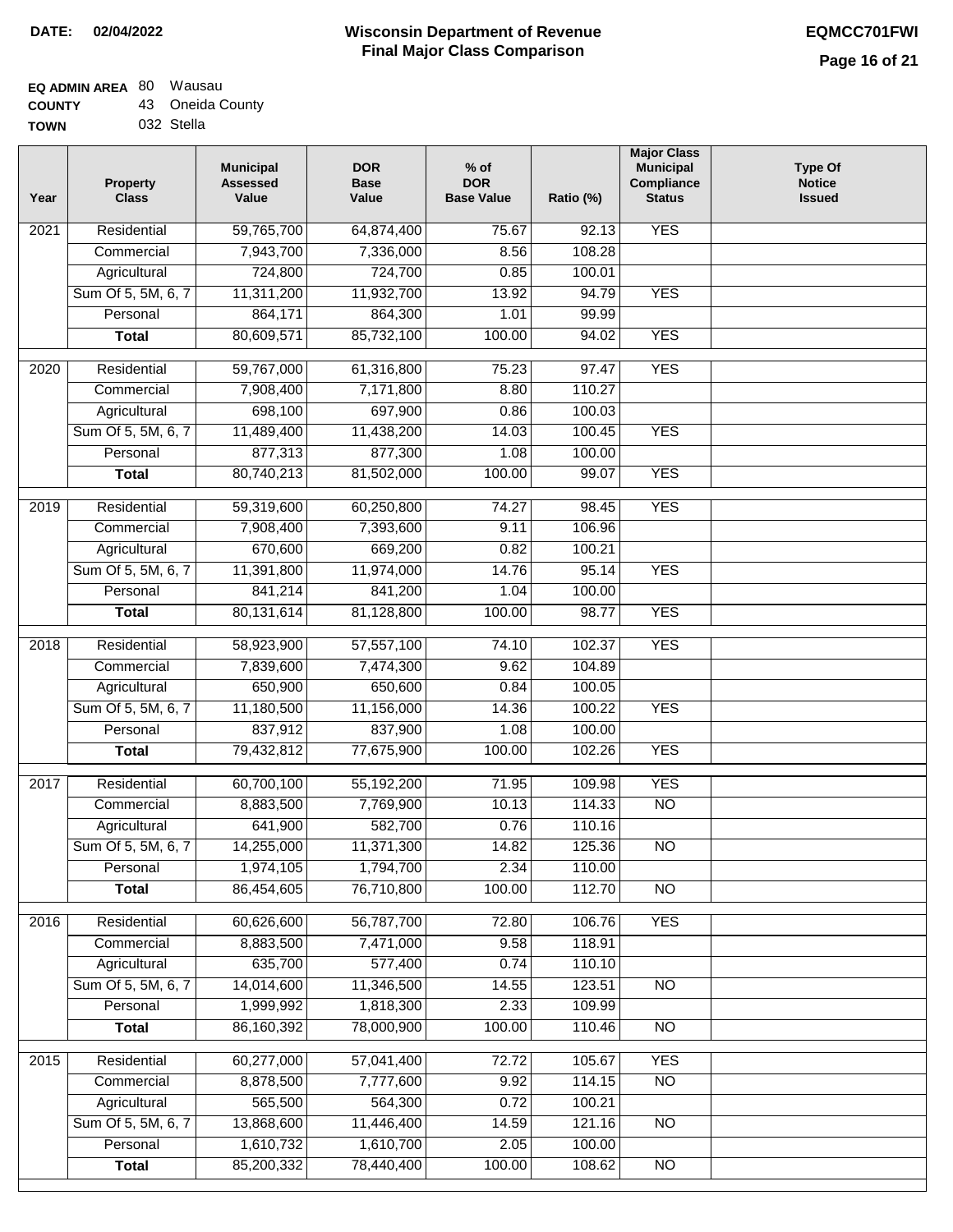**DATE: 02/04/2022**

# Wisconsin Department of Revenue
## Final Major Class Comparison

**EQMCC701FWI**

**EQ ADMIN AREA** 80 Wausau
**COUNTY** 43 Oneida County
**TOWN** 032 Stella

| Year | Property Class | Municipal Assessed Value | DOR Base Value | % of DOR Base Value | Ratio (%) | Major Class Municipal Compliance Status | Type Of Notice Issued |
|---|---|---|---|---|---|---|---|
| 2021 | Residential | 59,765,700 | 64,874,400 | 75.67 | 92.13 | YES | |
| | Commercial | 7,943,700 | 7,336,000 | 8.56 | 108.28 | | |
| | Agricultural | 724,800 | 724,700 | 0.85 | 100.01 | | |
| | Sum Of 5, 5M, 6, 7 | 11,311,200 | 11,932,700 | 13.92 | 94.79 | YES | |
| | Personal | 864,171 | 864,300 | 1.01 | 99.99 | | |
| | **Total** | 80,609,571 | 85,732,100 | 100.00 | 94.02 | YES | |
| 2020 | Residential | 59,767,000 | 61,316,800 | 75.23 | 97.47 | YES | |
| | Commercial | 7,908,400 | 7,171,800 | 8.80 | 110.27 | | |
| | Agricultural | 698,100 | 697,900 | 0.86 | 100.03 | | |
| | Sum Of 5, 5M, 6, 7 | 11,489,400 | 11,438,200 | 14.03 | 100.45 | YES | |
| | Personal | 877,313 | 877,300 | 1.08 | 100.00 | | |
| | **Total** | 80,740,213 | 81,502,000 | 100.00 | 99.07 | YES | |
| 2019 | Residential | 59,319,600 | 60,250,800 | 74.27 | 98.45 | YES | |
| | Commercial | 7,908,400 | 7,393,600 | 9.11 | 106.96 | | |
| | Agricultural | 670,600 | 669,200 | 0.82 | 100.21 | | |
| | Sum Of 5, 5M, 6, 7 | 11,391,800 | 11,974,000 | 14.76 | 95.14 | YES | |
| | Personal | 841,214 | 841,200 | 1.04 | 100.00 | | |
| | **Total** | 80,131,614 | 81,128,800 | 100.00 | 98.77 | YES | |
| 2018 | Residential | 58,923,900 | 57,557,100 | 74.10 | 102.37 | YES | |
| | Commercial | 7,839,600 | 7,474,300 | 9.62 | 104.89 | | |
| | Agricultural | 650,900 | 650,600 | 0.84 | 100.05 | | |
| | Sum Of 5, 5M, 6, 7 | 11,180,500 | 11,156,000 | 14.36 | 100.22 | YES | |
| | Personal | 837,912 | 837,900 | 1.08 | 100.00 | | |
| | **Total** | 79,432,812 | 77,675,900 | 100.00 | 102.26 | YES | |
| 2017 | Residential | 60,700,100 | 55,192,200 | 71.95 | 109.98 | YES | |
| | Commercial | 8,883,500 | 7,769,900 | 10.13 | 114.33 | NO | |
| | Agricultural | 641,900 | 582,700 | 0.76 | 110.16 | | |
| | Sum Of 5, 5M, 6, 7 | 14,255,000 | 11,371,300 | 14.82 | 125.36 | NO | |
| | Personal | 1,974,105 | 1,794,700 | 2.34 | 110.00 | | |
| | **Total** | 86,454,605 | 76,710,800 | 100.00 | 112.70 | NO | |
| 2016 | Residential | 60,626,600 | 56,787,700 | 72.80 | 106.76 | YES | |
| | Commercial | 8,883,500 | 7,471,000 | 9.58 | 118.91 | | |
| | Agricultural | 635,700 | 577,400 | 0.74 | 110.10 | | |
| | Sum Of 5, 5M, 6, 7 | 14,014,600 | 11,346,500 | 14.55 | 123.51 | NO | |
| | Personal | 1,999,992 | 1,818,300 | 2.33 | 109.99 | | |
| | **Total** | 86,160,392 | 78,000,900 | 100.00 | 110.46 | NO | |
| 2015 | Residential | 60,277,000 | 57,041,400 | 72.72 | 105.67 | YES | |
| | Commercial | 8,878,500 | 7,777,600 | 9.92 | 114.15 | NO | |
| | Agricultural | 565,500 | 564,300 | 0.72 | 100.21 | | |
| | Sum Of 5, 5M, 6, 7 | 13,868,600 | 11,446,400 | 14.59 | 121.16 | NO | |
| | Personal | 1,610,732 | 1,610,700 | 2.05 | 100.00 | | |
| | **Total** | 85,200,332 | 78,440,400 | 100.00 | 108.62 | NO | |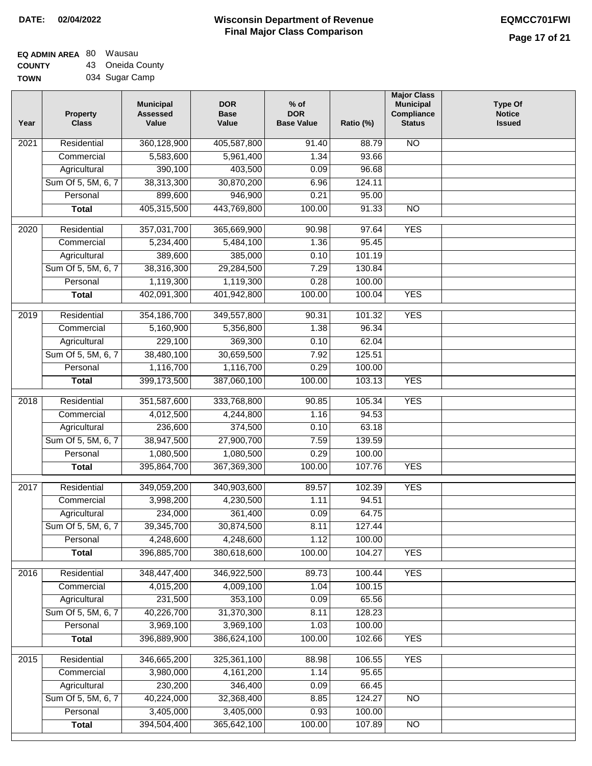**DATE: 02/04/2022**

# Wisconsin Department of Revenue
## Final Major Class Comparison

**EQMCC701FWI**

**EQ ADMIN AREA** 80 Wausau
**COUNTY** 43 Oneida County
**TOWN** 034 Sugar Camp

| Year | Property Class | Municipal Assessed Value | DOR Base Value | % of DOR Base Value | Ratio (%) | Major Class Municipal Compliance Status | Type Of Notice Issued |
|---|---|---|---|---|---|---|---|
| 2021 | Residential | 360,128,900 | 405,587,800 | 91.40 | 88.79 | NO | |
| | Commercial | 5,583,600 | 5,961,400 | 1.34 | 93.66 | | |
| | Agricultural | 390,100 | 403,500 | 0.09 | 96.68 | | |
| | Sum Of 5, 5M, 6, 7 | 38,313,300 | 30,870,200 | 6.96 | 124.11 | | |
| | Personal | 899,600 | 946,900 | 0.21 | 95.00 | | |
| | **Total** | 405,315,500 | 443,769,800 | 100.00 | 91.33 | NO | |
| 2020 | Residential | 357,031,700 | 365,669,900 | 90.98 | 97.64 | YES | |
| | Commercial | 5,234,400 | 5,484,100 | 1.36 | 95.45 | | |
| | Agricultural | 389,600 | 385,000 | 0.10 | 101.19 | | |
| | Sum Of 5, 5M, 6, 7 | 38,316,300 | 29,284,500 | 7.29 | 130.84 | | |
| | Personal | 1,119,300 | 1,119,300 | 0.28 | 100.00 | | |
| | **Total** | 402,091,300 | 401,942,800 | 100.00 | 100.04 | YES | |
| 2019 | Residential | 354,186,700 | 349,557,800 | 90.31 | 101.32 | YES | |
| | Commercial | 5,160,900 | 5,356,800 | 1.38 | 96.34 | | |
| | Agricultural | 229,100 | 369,300 | 0.10 | 62.04 | | |
| | Sum Of 5, 5M, 6, 7 | 38,480,100 | 30,659,500 | 7.92 | 125.51 | | |
| | Personal | 1,116,700 | 1,116,700 | 0.29 | 100.00 | | |
| | **Total** | 399,173,500 | 387,060,100 | 100.00 | 103.13 | YES | |
| 2018 | Residential | 351,587,600 | 333,768,800 | 90.85 | 105.34 | YES | |
| | Commercial | 4,012,500 | 4,244,800 | 1.16 | 94.53 | | |
| | Agricultural | 236,600 | 374,500 | 0.10 | 63.18 | | |
| | Sum Of 5, 5M, 6, 7 | 38,947,500 | 27,900,700 | 7.59 | 139.59 | | |
| | Personal | 1,080,500 | 1,080,500 | 0.29 | 100.00 | | |
| | **Total** | 395,864,700 | 367,369,300 | 100.00 | 107.76 | YES | |
| 2017 | Residential | 349,059,200 | 340,903,600 | 89.57 | 102.39 | YES | |
| | Commercial | 3,998,200 | 4,230,500 | 1.11 | 94.51 | | |
| | Agricultural | 234,000 | 361,400 | 0.09 | 64.75 | | |
| | Sum Of 5, 5M, 6, 7 | 39,345,700 | 30,874,500 | 8.11 | 127.44 | | |
| | Personal | 4,248,600 | 4,248,600 | 1.12 | 100.00 | | |
| | **Total** | 396,885,700 | 380,618,600 | 100.00 | 104.27 | YES | |
| 2016 | Residential | 348,447,400 | 346,922,500 | 89.73 | 100.44 | YES | |
| | Commercial | 4,015,200 | 4,009,100 | 1.04 | 100.15 | | |
| | Agricultural | 231,500 | 353,100 | 0.09 | 65.56 | | |
| | Sum Of 5, 5M, 6, 7 | 40,226,700 | 31,370,300 | 8.11 | 128.23 | | |
| | Personal | 3,969,100 | 3,969,100 | 1.03 | 100.00 | | |
| | **Total** | 396,889,900 | 386,624,100 | 100.00 | 102.66 | YES | |
| 2015 | Residential | 346,665,200 | 325,361,100 | 88.98 | 106.55 | YES | |
| | Commercial | 3,980,000 | 4,161,200 | 1.14 | 95.65 | | |
| | Agricultural | 230,200 | 346,400 | 0.09 | 66.45 | | |
| | Sum Of 5, 5M, 6, 7 | 40,224,000 | 32,368,400 | 8.85 | 124.27 | NO | |
| | Personal | 3,405,000 | 3,405,000 | 0.93 | 100.00 | | |
| | **Total** | 394,504,400 | 365,642,100 | 100.00 | 107.89 | NO | |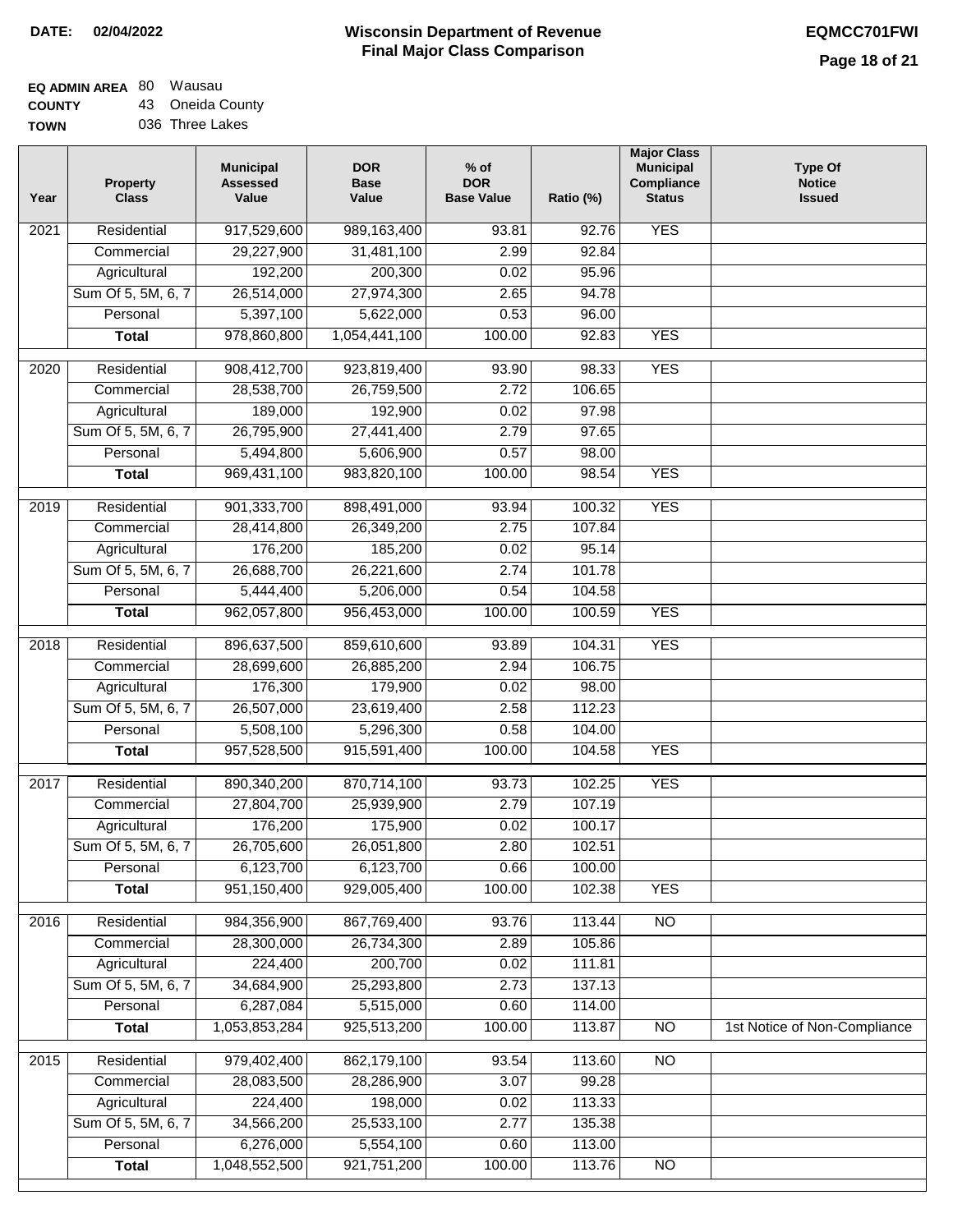**DATE: 02/04/2022**

# Wisconsin Department of Revenue
## Final Major Class Comparison

**EQMCC701FWI**

**EQ ADMIN AREA** 80 Wausau
**COUNTY** 43 Oneida County
**TOWN** 036 Three Lakes

| Year | Property Class | Municipal Assessed Value | DOR Base Value | % of DOR Base Value | Ratio (%) | Major Class Municipal Compliance Status | Type Of Notice Issued |
|---|---|---|---|---|---|---|---|
| 2021 | Residential | 917,529,600 | 989,163,400 | 93.81 | 92.76 | YES | |
| | Commercial | 29,227,900 | 31,481,100 | 2.99 | 92.84 | | |
| | Agricultural | 192,200 | 200,300 | 0.02 | 95.96 | | |
| | Sum Of 5, 5M, 6, 7 | 26,514,000 | 27,974,300 | 2.65 | 94.78 | | |
| | Personal | 5,397,100 | 5,622,000 | 0.53 | 96.00 | | |
| | **Total** | 978,860,800 | 1,054,441,100 | 100.00 | 92.83 | YES | |
| 2020 | Residential | 908,412,700 | 923,819,400 | 93.90 | 98.33 | YES | |
| | Commercial | 28,538,700 | 26,759,500 | 2.72 | 106.65 | | |
| | Agricultural | 189,000 | 192,900 | 0.02 | 97.98 | | |
| | Sum Of 5, 5M, 6, 7 | 26,795,900 | 27,441,400 | 2.79 | 97.65 | | |
| | Personal | 5,494,800 | 5,606,900 | 0.57 | 98.00 | | |
| | **Total** | 969,431,100 | 983,820,100 | 100.00 | 98.54 | YES | |
| 2019 | Residential | 901,333,700 | 898,491,000 | 93.94 | 100.32 | YES | |
| | Commercial | 28,414,800 | 26,349,200 | 2.75 | 107.84 | | |
| | Agricultural | 176,200 | 185,200 | 0.02 | 95.14 | | |
| | Sum Of 5, 5M, 6, 7 | 26,688,700 | 26,221,600 | 2.74 | 101.78 | | |
| | Personal | 5,444,400 | 5,206,000 | 0.54 | 104.58 | | |
| | **Total** | 962,057,800 | 956,453,000 | 100.00 | 100.59 | YES | |
| 2018 | Residential | 896,637,500 | 859,610,600 | 93.89 | 104.31 | YES | |
| | Commercial | 28,699,600 | 26,885,200 | 2.94 | 106.75 | | |
| | Agricultural | 176,300 | 179,900 | 0.02 | 98.00 | | |
| | Sum Of 5, 5M, 6, 7 | 26,507,000 | 23,619,400 | 2.58 | 112.23 | | |
| | Personal | 5,508,100 | 5,296,300 | 0.58 | 104.00 | | |
| | **Total** | 957,528,500 | 915,591,400 | 100.00 | 104.58 | YES | |
| 2017 | Residential | 890,340,200 | 870,714,100 | 93.73 | 102.25 | YES | |
| | Commercial | 27,804,700 | 25,939,900 | 2.79 | 107.19 | | |
| | Agricultural | 176,200 | 175,900 | 0.02 | 100.17 | | |
| | Sum Of 5, 5M, 6, 7 | 26,705,600 | 26,051,800 | 2.80 | 102.51 | | |
| | Personal | 6,123,700 | 6,123,700 | 0.66 | 100.00 | | |
| | **Total** | 951,150,400 | 929,005,400 | 100.00 | 102.38 | YES | |
| 2016 | Residential | 984,356,900 | 867,769,400 | 93.76 | 113.44 | NO | |
| | Commercial | 28,300,000 | 26,734,300 | 2.89 | 105.86 | | |
| | Agricultural | 224,400 | 200,700 | 0.02 | 111.81 | | |
| | Sum Of 5, 5M, 6, 7 | 34,684,900 | 25,293,800 | 2.73 | 137.13 | | |
| | Personal | 6,287,084 | 5,515,000 | 0.60 | 114.00 | | |
| | **Total** | 1,053,853,284 | 925,513,200 | 100.00 | 113.87 | NO | 1st Notice of Non-Compliance |
| 2015 | Residential | 979,402,400 | 862,179,100 | 93.54 | 113.60 | NO | |
| | Commercial | 28,083,500 | 28,286,900 | 3.07 | 99.28 | | |
| | Agricultural | 224,400 | 198,000 | 0.02 | 113.33 | | |
| | Sum Of 5, 5M, 6, 7 | 34,566,200 | 25,533,100 | 2.77 | 135.38 | | |
| | Personal | 6,276,000 | 5,554,100 | 0.60 | 113.00 | | |
| | **Total** | 1,048,552,500 | 921,751,200 | 100.00 | 113.76 | NO | |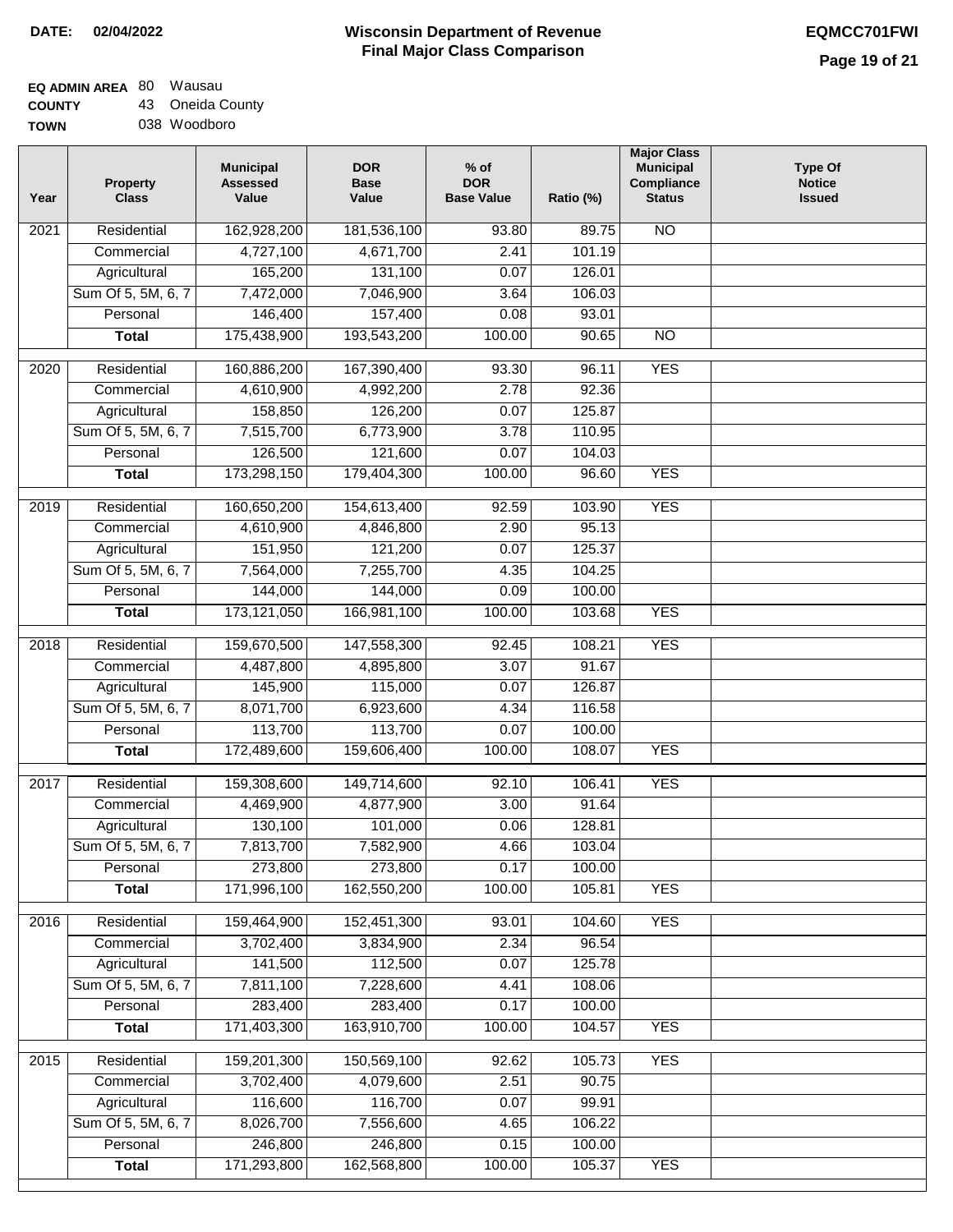**DATE: 02/04/2022**

# Wisconsin Department of Revenue Final Major Class Comparison

**EQMCC701FWI**

**EQ ADMIN AREA** 80 Wausau
**COUNTY** 43 Oneida County
**TOWN** 038 Woodboro

| Year | Property Class | Municipal Assessed Value | DOR Base Value | % of DOR Base Value | Ratio (%) | Major Class Municipal Compliance Status | Type Of Notice Issued |
|---|---|---|---|---|---|---|---|
| 2021 | Residential | 162,928,200 | 181,536,100 | 93.80 | 89.75 | NO | |
| | Commercial | 4,727,100 | 4,671,700 | 2.41 | 101.19 | | |
| | Agricultural | 165,200 | 131,100 | 0.07 | 126.01 | | |
| | Sum Of 5, 5M, 6, 7 | 7,472,000 | 7,046,900 | 3.64 | 106.03 | | |
| | Personal | 146,400 | 157,400 | 0.08 | 93.01 | | |
| | **Total** | 175,438,900 | 193,543,200 | 100.00 | 90.65 | NO | |
| 2020 | Residential | 160,886,200 | 167,390,400 | 93.30 | 96.11 | YES | |
| | Commercial | 4,610,900 | 4,992,200 | 2.78 | 92.36 | | |
| | Agricultural | 158,850 | 126,200 | 0.07 | 125.87 | | |
| | Sum Of 5, 5M, 6, 7 | 7,515,700 | 6,773,900 | 3.78 | 110.95 | | |
| | Personal | 126,500 | 121,600 | 0.07 | 104.03 | | |
| | **Total** | 173,298,150 | 179,404,300 | 100.00 | 96.60 | YES | |
| 2019 | Residential | 160,650,200 | 154,613,400 | 92.59 | 103.90 | YES | |
| | Commercial | 4,610,900 | 4,846,800 | 2.90 | 95.13 | | |
| | Agricultural | 151,950 | 121,200 | 0.07 | 125.37 | | |
| | Sum Of 5, 5M, 6, 7 | 7,564,000 | 7,255,700 | 4.35 | 104.25 | | |
| | Personal | 144,000 | 144,000 | 0.09 | 100.00 | | |
| | **Total** | 173,121,050 | 166,981,100 | 100.00 | 103.68 | YES | |
| 2018 | Residential | 159,670,500 | 147,558,300 | 92.45 | 108.21 | YES | |
| | Commercial | 4,487,800 | 4,895,800 | 3.07 | 91.67 | | |
| | Agricultural | 145,900 | 115,000 | 0.07 | 126.87 | | |
| | Sum Of 5, 5M, 6, 7 | 8,071,700 | 6,923,600 | 4.34 | 116.58 | | |
| | Personal | 113,700 | 113,700 | 0.07 | 100.00 | | |
| | **Total** | 172,489,600 | 159,606,400 | 100.00 | 108.07 | YES | |
| 2017 | Residential | 159,308,600 | 149,714,600 | 92.10 | 106.41 | YES | |
| | Commercial | 4,469,900 | 4,877,900 | 3.00 | 91.64 | | |
| | Agricultural | 130,100 | 101,000 | 0.06 | 128.81 | | |
| | Sum Of 5, 5M, 6, 7 | 7,813,700 | 7,582,900 | 4.66 | 103.04 | | |
| | Personal | 273,800 | 273,800 | 0.17 | 100.00 | | |
| | **Total** | 171,996,100 | 162,550,200 | 100.00 | 105.81 | YES | |
| 2016 | Residential | 159,464,900 | 152,451,300 | 93.01 | 104.60 | YES | |
| | Commercial | 3,702,400 | 3,834,900 | 2.34 | 96.54 | | |
| | Agricultural | 141,500 | 112,500 | 0.07 | 125.78 | | |
| | Sum Of 5, 5M, 6, 7 | 7,811,100 | 7,228,600 | 4.41 | 108.06 | | |
| | Personal | 283,400 | 283,400 | 0.17 | 100.00 | | |
| | **Total** | 171,403,300 | 163,910,700 | 100.00 | 104.57 | YES | |
| 2015 | Residential | 159,201,300 | 150,569,100 | 92.62 | 105.73 | YES | |
| | Commercial | 3,702,400 | 4,079,600 | 2.51 | 90.75 | | |
| | Agricultural | 116,600 | 116,700 | 0.07 | 99.91 | | |
| | Sum Of 5, 5M, 6, 7 | 8,026,700 | 7,556,600 | 4.65 | 106.22 | | |
| | Personal | 246,800 | 246,800 | 0.15 | 100.00 | | |
| | **Total** | 171,293,800 | 162,568,800 | 100.00 | 105.37 | YES | |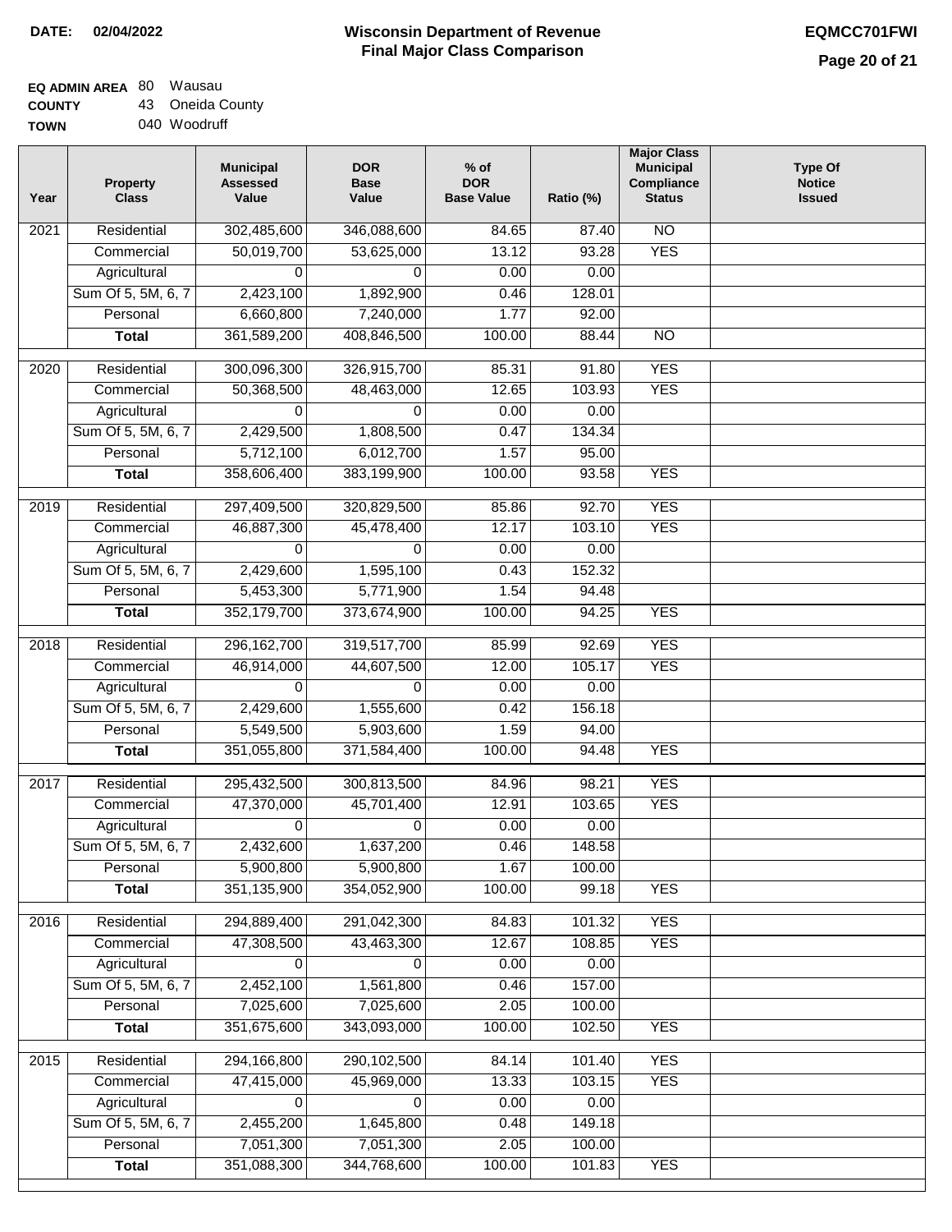**DATE: 02/04/2022**

# Wisconsin Department of Revenue
## Final Major Class Comparison

**EQMCC701FWI**

**EQ ADMIN AREA** 80 Wausau
**COUNTY** 43 Oneida County
**TOWN** 040 Woodruff

| Year | Property Class | Municipal Assessed Value | DOR Base Value | % of DOR Base Value | Ratio (%) | Major Class Municipal Compliance Status | Type Of Notice Issued |
|---|---|---|---|---|---|---|---|
| 2021 | Residential | 302,485,600 | 346,088,600 | 84.65 | 87.40 | NO | |
| | Commercial | 50,019,700 | 53,625,000 | 13.12 | 93.28 | YES | |
| | Agricultural | 0 | 0 | 0.00 | 0.00 | | |
| | Sum Of 5, 5M, 6, 7 | 2,423,100 | 1,892,900 | 0.46 | 128.01 | | |
| | Personal | 6,660,800 | 7,240,000 | 1.77 | 92.00 | | |
| | **Total** | 361,589,200 | 408,846,500 | 100.00 | 88.44 | NO | |
| 2020 | Residential | 300,096,300 | 326,915,700 | 85.31 | 91.80 | YES | |
| | Commercial | 50,368,500 | 48,463,000 | 12.65 | 103.93 | YES | |
| | Agricultural | 0 | 0 | 0.00 | 0.00 | | |
| | Sum Of 5, 5M, 6, 7 | 2,429,500 | 1,808,500 | 0.47 | 134.34 | | |
| | Personal | 5,712,100 | 6,012,700 | 1.57 | 95.00 | | |
| | **Total** | 358,606,400 | 383,199,900 | 100.00 | 93.58 | YES | |
| 2019 | Residential | 297,409,500 | 320,829,500 | 85.86 | 92.70 | YES | |
| | Commercial | 46,887,300 | 45,478,400 | 12.17 | 103.10 | YES | |
| | Agricultural | 0 | 0 | 0.00 | 0.00 | | |
| | Sum Of 5, 5M, 6, 7 | 2,429,600 | 1,595,100 | 0.43 | 152.32 | | |
| | Personal | 5,453,300 | 5,771,900 | 1.54 | 94.48 | | |
| | **Total** | 352,179,700 | 373,674,900 | 100.00 | 94.25 | YES | |
| 2018 | Residential | 296,162,700 | 319,517,700 | 85.99 | 92.69 | YES | |
| | Commercial | 46,914,000 | 44,607,500 | 12.00 | 105.17 | YES | |
| | Agricultural | 0 | 0 | 0.00 | 0.00 | | |
| | Sum Of 5, 5M, 6, 7 | 2,429,600 | 1,555,600 | 0.42 | 156.18 | | |
| | Personal | 5,549,500 | 5,903,600 | 1.59 | 94.00 | | |
| | **Total** | 351,055,800 | 371,584,400 | 100.00 | 94.48 | YES | |
| 2017 | Residential | 295,432,500 | 300,813,500 | 84.96 | 98.21 | YES | |
| | Commercial | 47,370,000 | 45,701,400 | 12.91 | 103.65 | YES | |
| | Agricultural | 0 | 0 | 0.00 | 0.00 | | |
| | Sum Of 5, 5M, 6, 7 | 2,432,600 | 1,637,200 | 0.46 | 148.58 | | |
| | Personal | 5,900,800 | 5,900,800 | 1.67 | 100.00 | | |
| | **Total** | 351,135,900 | 354,052,900 | 100.00 | 99.18 | YES | |
| 2016 | Residential | 294,889,400 | 291,042,300 | 84.83 | 101.32 | YES | |
| | Commercial | 47,308,500 | 43,463,300 | 12.67 | 108.85 | YES | |
| | Agricultural | 0 | 0 | 0.00 | 0.00 | | |
| | Sum Of 5, 5M, 6, 7 | 2,452,100 | 1,561,800 | 0.46 | 157.00 | | |
| | Personal | 7,025,600 | 7,025,600 | 2.05 | 100.00 | | |
| | **Total** | 351,675,600 | 343,093,000 | 100.00 | 102.50 | YES | |
| 2015 | Residential | 294,166,800 | 290,102,500 | 84.14 | 101.40 | YES | |
| | Commercial | 47,415,000 | 45,969,000 | 13.33 | 103.15 | YES | |
| | Agricultural | 0 | 0 | 0.00 | 0.00 | | |
| | Sum Of 5, 5M, 6, 7 | 2,455,200 | 1,645,800 | 0.48 | 149.18 | | |
| | Personal | 7,051,300 | 7,051,300 | 2.05 | 100.00 | | |
| | **Total** | 351,088,300 | 344,768,600 | 100.00 | 101.83 | YES | |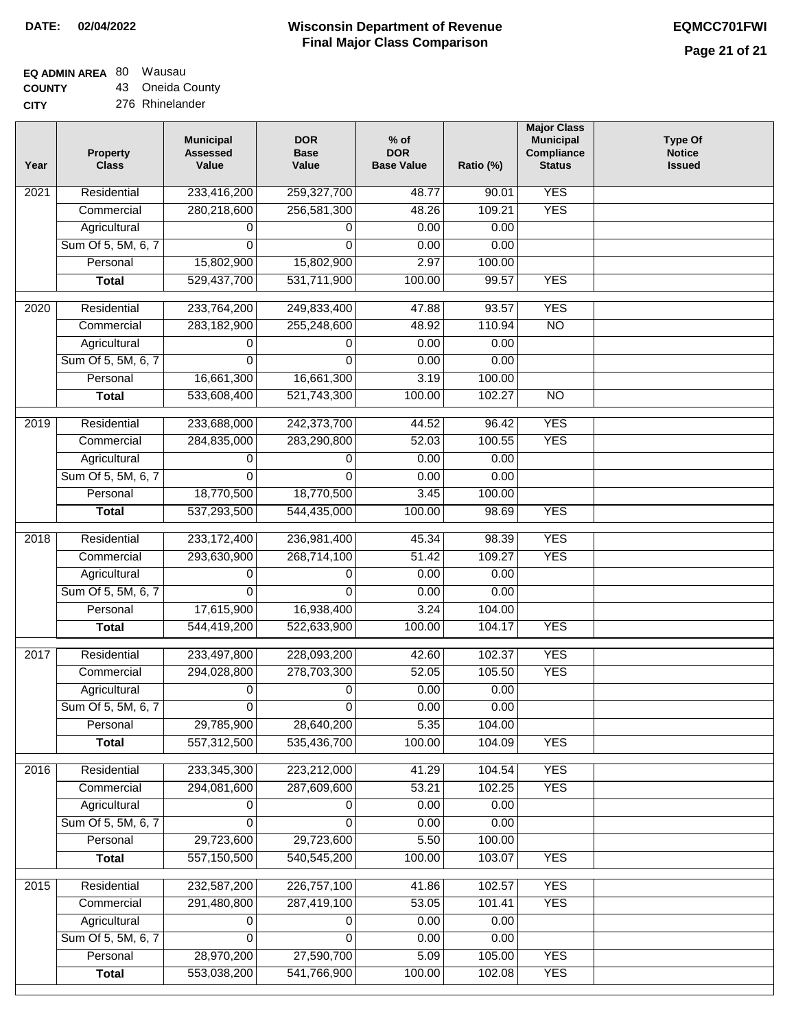**DATE: 02/04/2022**

# Wisconsin Department of Revenue
## Final Major Class Comparison

**EQMCC701FWI**

**EQ ADMIN AREA** 80 Wausau
**COUNTY** 43 Oneida County
**CITY** 276 Rhinelander

| Year | Property Class | Municipal Assessed Value | DOR Base Value | % of DOR Base Value | Ratio (%) | Major Class Municipal Compliance Status | Type Of Notice Issued |
|---|---|---|---|---|---|---|---|
| 2021 | Residential | 233,416,200 | 259,327,700 | 48.77 | 90.01 | YES | |
| | Commercial | 280,218,600 | 256,581,300 | 48.26 | 109.21 | YES | |
| | Agricultural | 0 | 0 | 0.00 | 0.00 | | |
| | Sum Of 5, 5M, 6, 7 | 0 | 0 | 0.00 | 0.00 | | |
| | Personal | 15,802,900 | 15,802,900 | 2.97 | 100.00 | | |
| | **Total** | 529,437,700 | 531,711,900 | 100.00 | 99.57 | YES | |
| 2020 | Residential | 233,764,200 | 249,833,400 | 47.88 | 93.57 | YES | |
| | Commercial | 283,182,900 | 255,248,600 | 48.92 | 110.94 | NO | |
| | Agricultural | 0 | 0 | 0.00 | 0.00 | | |
| | Sum Of 5, 5M, 6, 7 | 0 | 0 | 0.00 | 0.00 | | |
| | Personal | 16,661,300 | 16,661,300 | 3.19 | 100.00 | | |
| | **Total** | 533,608,400 | 521,743,300 | 100.00 | 102.27 | NO | |
| 2019 | Residential | 233,688,000 | 242,373,700 | 44.52 | 96.42 | YES | |
| | Commercial | 284,835,000 | 283,290,800 | 52.03 | 100.55 | YES | |
| | Agricultural | 0 | 0 | 0.00 | 0.00 | | |
| | Sum Of 5, 5M, 6, 7 | 0 | 0 | 0.00 | 0.00 | | |
| | Personal | 18,770,500 | 18,770,500 | 3.45 | 100.00 | | |
| | **Total** | 537,293,500 | 544,435,000 | 100.00 | 98.69 | YES | |
| 2018 | Residential | 233,172,400 | 236,981,400 | 45.34 | 98.39 | YES | |
| | Commercial | 293,630,900 | 268,714,100 | 51.42 | 109.27 | YES | |
| | Agricultural | 0 | 0 | 0.00 | 0.00 | | |
| | Sum Of 5, 5M, 6, 7 | 0 | 0 | 0.00 | 0.00 | | |
| | Personal | 17,615,900 | 16,938,400 | 3.24 | 104.00 | | |
| | **Total** | 544,419,200 | 522,633,900 | 100.00 | 104.17 | YES | |
| 2017 | Residential | 233,497,800 | 228,093,200 | 42.60 | 102.37 | YES | |
| | Commercial | 294,028,800 | 278,703,300 | 52.05 | 105.50 | YES | |
| | Agricultural | 0 | 0 | 0.00 | 0.00 | | |
| | Sum Of 5, 5M, 6, 7 | 0 | 0 | 0.00 | 0.00 | | |
| | Personal | 29,785,900 | 28,640,200 | 5.35 | 104.00 | | |
| | **Total** | 557,312,500 | 535,436,700 | 100.00 | 104.09 | YES | |
| 2016 | Residential | 233,345,300 | 223,212,000 | 41.29 | 104.54 | YES | |
| | Commercial | 294,081,600 | 287,609,600 | 53.21 | 102.25 | YES | |
| | Agricultural | 0 | 0 | 0.00 | 0.00 | | |
| | Sum Of 5, 5M, 6, 7 | 0 | 0 | 0.00 | 0.00 | | |
| | Personal | 29,723,600 | 29,723,600 | 5.50 | 100.00 | | |
| | **Total** | 557,150,500 | 540,545,200 | 100.00 | 103.07 | YES | |
| 2015 | Residential | 232,587,200 | 226,757,100 | 41.86 | 102.57 | YES | |
| | Commercial | 291,480,800 | 287,419,100 | 53.05 | 101.41 | YES | |
| | Agricultural | 0 | 0 | 0.00 | 0.00 | | |
| | Sum Of 5, 5M, 6, 7 | 0 | 0 | 0.00 | 0.00 | | |
| | Personal | 28,970,200 | 27,590,700 | 5.09 | 105.00 | YES | |
| | **Total** | 553,038,200 | 541,766,900 | 100.00 | 102.08 | YES | |